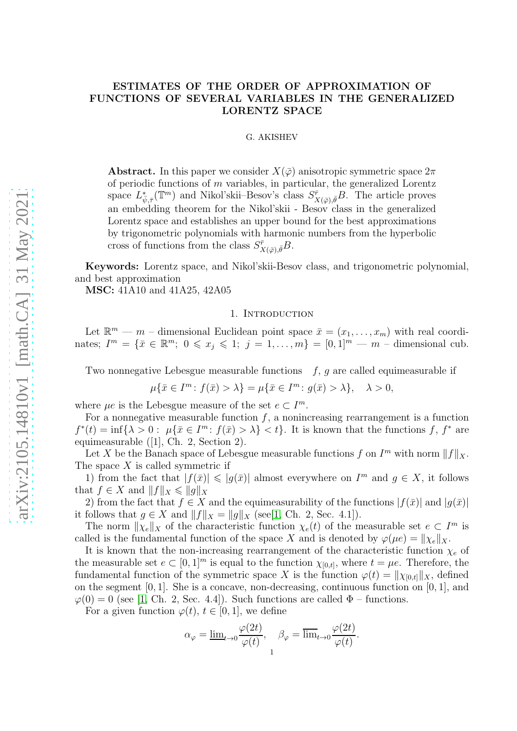# ESTIMATES OF THE ORDER OF APPROXIMATION OF FUNCTIONS OF SEVERAL VARIABLES IN THE GENERALIZED LORENTZ SPACE

G. AKISHEV

**Abstract.** In this paper we consider $X(\bar{\varphi})$ anisotropic symmetric space $2\pi$ of periodic functions of $m$ variables, in particular, the generalized Lorentz space $L^*_{\bar{\psi},\bar{\tau}}(\mathbb{T}^m)$ and Nikol'skii–Besov's class $S^{\bar{r}}_{X(\bar{\varphi}),\bar{\theta}}B$. The article proves an embedding theorem for the Nikol'skii - Besov class in the generalized Lorentz space and establishes an upper bound for the best approximations by trigonometric polynomials with harmonic numbers from the hyperbolic cross of functions from the class $S^{\bar{r}}_{X(\bar{\varphi}),\bar{\theta}}B$.

**Keywords:** Lorentz space, and Nikol'skii-Besov class, and trigonometric polynomial, and best approximation

**MSC:** 41A10 and 41A25, 42A05

## 1. Introduction

Let $\mathbb{R}^m$ — $m$ – dimensional Euclidean point space $\bar{x} = (x_1, \dots, x_m)$ with real coordinates; $I^m = \{\bar{x} \in \mathbb{R}^m;\ 0 \leqslant x_j \leqslant 1;\ j = 1, \dots, m\} = [0, 1]^m$ — $m$ – dimensional cub.

Two nonnegative Lebesgue measurable functions $f$, $g$ are called equimeasurable if

$$\mu\{\bar{x} \in I^m \colon f(\bar{x}) > \lambda\} = \mu\{\bar{x} \in I^m \colon g(\bar{x}) > \lambda\}, \quad \lambda > 0,$$

where $\mu e$ is the Lebesgue measure of the set $e \subset I^m$.

For a nonnegative measurable function $f$, a nonincreasing rearrangement is a function $f^*(t) = \inf\{\lambda > 0 :\ \mu\{\bar{x} \in I^m \colon f(\bar{x}) > \lambda\} < t\}$. It is known that the functions $f$, $f^*$ are equimeasurable ([1], Ch. 2, Section 2).

Let $X$ be the Banach space of Lebesgue measurable functions $f$ on $I^m$ with norm $\|f\|_X$. The space $X$ is called symmetric if

1) from the fact that $|f(\bar{x})| \leqslant |g(\bar{x})|$ almost everywhere on $I^m$ and $g \in X$, it follows that $f \in X$ and $\|f\|_X \leqslant \|g\|_X$

2) from the fact that $f \in X$ and the equimeasurability of the functions $|f(\bar{x})|$ and $|g(\bar{x})|$ it follows that $g \in X$ and $\|f\|_X = \|g\|_X$ (see[1, Ch. 2, Sec. 4.1]).

The norm $\|\chi_e\|_X$ of the characteristic function $\chi_e(t)$ of the measurable set $e \subset I^m$ is called is the fundamental function of the space $X$ and is denoted by $\varphi(\mu e) = \|\chi_e\|_X$.

It is known that the non-increasing rearrangement of the characteristic function $\chi_e$ of the measurable set $e \subset [0, 1]^m$ is equal to the function $\chi_{[0,t]}$, where $t = \mu e$. Therefore, the fundamental function of the symmetric space $X$ is the function $\varphi(t) = \|\chi_{[0,t]}\|_X$, defined on the segment $[0, 1]$. She is a concave, non-decreasing, continuous function on $[0, 1]$, and $\varphi(0) = 0$ (see [1, Ch. 2, Sec. 4.4]). Such functions are called $\Phi$ – functions.

For a given function $\varphi(t)$, $t \in [0, 1]$, we define

$$\alpha_\varphi = \underline{\lim}_{t \to 0} \frac{\varphi(2t)}{\varphi(t)}, \quad \beta_\varphi = \overline{\lim}_{t \to 0} \frac{\varphi(2t)}{\varphi(t)}.$$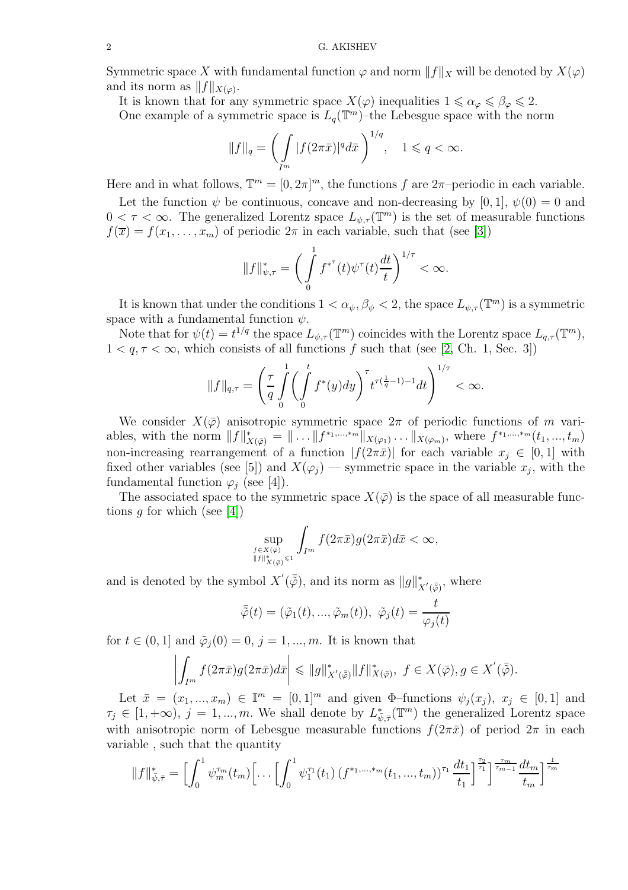Symmetric space $X$ with fundamental function $\varphi$ and norm $\|f\|_X$ will be denoted by $X(\varphi)$ and its norm as $\|f\|_{X(\varphi)}$.

It is known that for any symmetric space $X(\varphi)$ inequalities $1 \leqslant \alpha_\varphi \leqslant \beta_\varphi \leqslant 2$.

One example of a symmetric space is $L_q(\mathbb{T}^m)$–the Lebesgue space with the norm

$$\|f\|_q = \left( \int\limits_{I^m} |f(2\pi\bar{x})|^q d\bar{x} \right)^{1/q}, \quad 1 \leqslant q < \infty.$$

Here and in what follows, $\mathbb{T}^m = [0, 2\pi]^m$, the functions $f$ are $2\pi$–periodic in each variable.

Let the function $\psi$ be continuous, concave and non-decreasing by $[0,1]$, $\psi(0) = 0$ and $0 < \tau < \infty$. The generalized Lorentz space $L_{\psi,\tau}(\mathbb{T}^m)$ is the set of measurable functions $f(\overline{x}) = f(x_1, \ldots, x_m)$ of periodic $2\pi$ in each variable, such that (see [3])

$$\|f\|^*_{\psi,\tau} = \left( \int\limits_0^1 f^{*^\tau}(t)\psi^\tau(t)\frac{dt}{t} \right)^{1/\tau} < \infty.$$

It is known that under the conditions $1 < \alpha_\psi, \beta_\psi < 2$, the space $L_{\psi,\tau}(\mathbb{T}^m)$ is a symmetric space with a fundamental function $\psi$.

Note that for $\psi(t) = t^{1/q}$ the space $L_{\psi,\tau}(\mathbb{T}^m)$ coincides with the Lorentz space $L_{q,\tau}(\mathbb{T}^m)$, $1 < q, \tau < \infty$, which consists of all functions $f$ such that (see [2, Ch. 1, Sec. 3])

$$\|f\|_{q,\tau} = \left( \frac{\tau}{q} \int\limits_0^1 \left( \int\limits_0^t f^*(y)dy \right)^\tau t^{\tau(\frac{1}{q}-1)-1} dt \right)^{1/\tau} < \infty.$$

We consider $X(\bar{\varphi})$ anisotropic symmetric space $2\pi$ of periodic functions of $m$ variables, with the norm $\|f\|^*_{X(\bar{\varphi})} = \| \ldots \|f^{*_1,\ldots,*_m}\|_{X(\varphi_1)} \ldots \|_{X(\varphi_m)}$, where $f^{*_1,\ldots,*_m}(t_1, \ldots, t_m)$ non-increasing rearrangement of a function $|f(2\pi\bar{x})|$ for each variable $x_j \in [0,1]$ with fixed other variables (see [5]) and $X(\varphi_j)$ — symmetric space in the variable $x_j$, with the fundamental function $\varphi_j$ (see [4]).

The associated space to the symmetric space $X(\bar{\varphi})$ is the space of all measurable functions $g$ for which (see [4])

$$\sup_{\substack{f \in X(\bar{\varphi}) \\ \|f\|^*_{X(\bar{\varphi})} \leqslant 1}} \int_{I^m} f(2\pi\bar{x}) g(2\pi\bar{x}) d\bar{x} < \infty,$$

and is denoted by the symbol $X'(\bar{\tilde{\varphi}})$, and its norm as $\|g\|^*_{X'(\bar{\tilde{\varphi}})}$, where

$$\bar{\tilde{\varphi}}(t) = (\tilde{\varphi}_1(t), \ldots, \tilde{\varphi}_m(t)), \; \tilde{\varphi}_j(t) = \frac{t}{\varphi_j(t)}$$

for $t \in (0,1]$ and $\tilde{\varphi}_j(0) = 0$, $j = 1, \ldots, m$. It is known that

$$\left| \int_{I^m} f(2\pi\bar{x}) g(2\pi\bar{x}) d\bar{x} \right| \leqslant \|g\|^*_{X'(\bar{\tilde{\varphi}})} \|f\|^*_{X(\bar{\varphi})}, \; f \in X(\bar{\varphi}), g \in X'(\bar{\tilde{\varphi}}).$$

Let $\bar{x} = (x_1, \ldots, x_m) \in \mathbb{I}^m = [0,1]^m$ and given $\Phi$–functions $\psi_j(x_j)$, $x_j \in [0,1]$ and $\tau_j \in [1, +\infty)$, $j = 1, \ldots, m$. We shall denote by $L^*_{\bar{\psi},\bar{\tau}}(\mathbb{T}^m)$ the generalized Lorentz space with anisotropic norm of Lebesgue measurable functions $f(2\pi\bar{x})$ of period $2\pi$ in each variable , such that the quantity

$$\|f\|^*_{\bar{\psi},\bar{\tau}} = \Big[ \int_0^1 \psi_m^{\tau_m}(t_m) \Big[ \ldots \Big[ \int_0^1 \psi_1^{\tau_1}(t_1) \left( f^{*_1,\ldots,*_m}(t_1, \ldots, t_m) \right)^{\tau_1} \frac{dt_1}{t_1} \Big]^{\frac{\tau_2}{\tau_1}} \Big]^{\frac{\tau_m}{\tau_{m-1}}} \frac{dt_m}{t_m} \Big]^{\frac{1}{\tau_m}}$$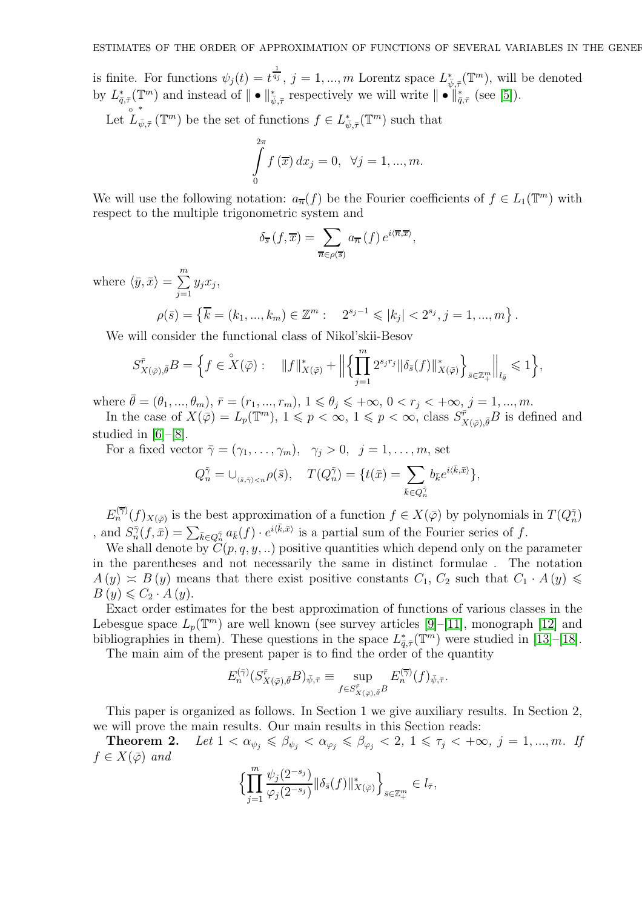is finite. For functions $\psi_j(t) = t^{\frac{1}{q_j}}$, $j = 1, ..., m$ Lorentz space $L^*_{\bar{\psi},\bar{\tau}}(\mathbb{T}^m)$, will be denoted by $L^*_{\bar{q},\bar{\tau}}(\mathbb{T}^m)$ and instead of $\| \bullet \|^*_{\bar{\psi},\bar{\tau}}$ respectively we will write $\| \bullet \|^*_{\bar{q},\bar{\tau}}$ (see [5]).

Let $\overset{\circ}{L}{}^*_{\bar{\psi},\bar{\tau}}(\mathbb{T}^m)$ be the set of functions $f \in L^*_{\bar{\psi},\bar{\tau}}(\mathbb{T}^m)$ such that

$$\int_0^{2\pi} f(\overline{x})\, dx_j = 0, \ \ \forall j = 1, ..., m.$$

We will use the following notation: $a_{\overline{n}}(f)$ be the Fourier coefficients of $f \in L_1(\mathbb{T}^m)$ with respect to the multiple trigonometric system and

$$\delta_{\overline{s}}(f, \overline{x}) = \sum_{\overline{n} \in \rho(\overline{s})} a_{\overline{n}}(f)\, e^{i\langle \overline{n}, \overline{x} \rangle},$$

where $\langle \bar{y}, \bar{x} \rangle = \sum\limits_{j=1}^{m} y_j x_j$,

$$\rho(\bar{s}) = \left\{ \overline{k} = (k_1, ..., k_m) \in \mathbb{Z}^m : \quad 2^{s_j - 1} \leqslant |k_j| < 2^{s_j}, j = 1, ..., m \right\}.$$

We will consider the functional class of Nikol'skii-Besov

$$S^{\bar{r}}_{X(\bar{\varphi}),\bar{\theta}} B = \Big\{ f \in \overset{\circ}{X}(\bar{\varphi}) : \quad \|f\|^*_{X(\bar{\varphi})} + \Big\| \Big\{ \prod_{j=1}^{m} 2^{s_j r_j} \|\delta_{\bar{s}}(f)\|^*_{X(\bar{\varphi})} \Big\}_{\bar{s} \in \mathbb{Z}^m_+} \Big\|_{l_{\bar{\theta}}} \leqslant 1 \Big\},$$

where $\bar{\theta} = (\theta_1, ..., \theta_m)$, $\bar{r} = (r_1, ..., r_m)$, $1 \leqslant \theta_j \leqslant +\infty$, $0 < r_j < +\infty$, $j = 1, ..., m$.

In the case of $X(\bar{\varphi}) = L_p(\mathbb{T}^m)$, $1 \leqslant p < \infty$, $1 \leqslant p < \infty$, class $S^{\bar{r}}_{X(\bar{\varphi}),\bar{\theta}} B$ is defined and studied in [6]–[8].

For a fixed vector $\bar{\gamma} = (\gamma_1, \ldots, \gamma_m)$, $\gamma_j > 0$, $j = 1, \ldots, m$, set

$$Q^{\bar{\gamma}}_n = \cup_{\langle \bar{s}, \bar{\gamma} \rangle < n} \rho(\bar{s}), \quad T(Q^{\bar{\gamma}}_n) = \{ t(\bar{x}) = \sum_{\bar{k} \in Q^{\bar{\gamma}}_n} b_{\bar{k}} e^{i\langle \bar{k}, \bar{x} \rangle} \},$$

$E^{(\overline{\gamma})}_n(f)_{X(\bar{\varphi})}$ is the best approximation of a function $f \in X(\bar{\varphi})$ by polynomials in $T(Q^{\bar{\gamma}}_n)$ , and $S^{\bar{\gamma}}_n(f, \bar{x}) = \sum_{\bar{k} \in Q^{\bar{\gamma}}_n} a_{\bar{k}}(f) \cdot e^{i\langle \bar{k}, \bar{x} \rangle}$ is a partial sum of the Fourier series of $f$.

We shall denote by $C(p, q, y, ..)$ positive quantities which depend only on the parameter in the parentheses and not necessarily the same in distinct formulae . The notation $A(y) \asymp B(y)$ means that there exist positive constants $C_1$, $C_2$ such that $C_1 \cdot A(y) \leqslant B(y) \leqslant C_2 \cdot A(y)$.

Exact order estimates for the best approximation of functions of various classes in the Lebesgue space $L_p(\mathbb{T}^m)$ are well known (see survey articles [9]–[11], monograph [12] and bibliographies in them). These questions in the space $L^*_{\bar{q},\bar{\tau}}(\mathbb{T}^m)$ were studied in [13]–[18].

The main aim of the present paper is to find the order of the quantity

$$E^{(\bar{\gamma})}_n(S^{\bar{r}}_{X(\bar{\varphi}),\bar{\theta}} B)_{\bar{\psi},\bar{\tau}} \equiv \sup_{f \in S^{\bar{r}}_{X(\bar{\varphi}),\bar{\theta}} B} E^{(\overline{\gamma})}_n(f)_{\bar{\psi},\bar{\tau}}.$$

This paper is organized as follows. In Section 1 we give auxiliary results. In Section 2, we will prove the main results. Our main results in this Section reads:

**Theorem 2.** *Let $1 < \alpha_{\psi_j} \leqslant \beta_{\psi_j} < \alpha_{\varphi_j} \leqslant \beta_{\varphi_j} < 2$, $1 \leqslant \tau_j < +\infty$, $j = 1, ..., m$. If $f \in X(\bar{\varphi})$ and*

$$\Big\{ \prod_{j=1}^{m} \frac{\psi_j(2^{-s_j})}{\varphi_j(2^{-s_j})} \|\delta_{\bar{s}}(f)\|^*_{X(\bar{\varphi})} \Big\}_{\bar{s} \in \mathbb{Z}^m_+} \in l_{\bar{\tau}},$$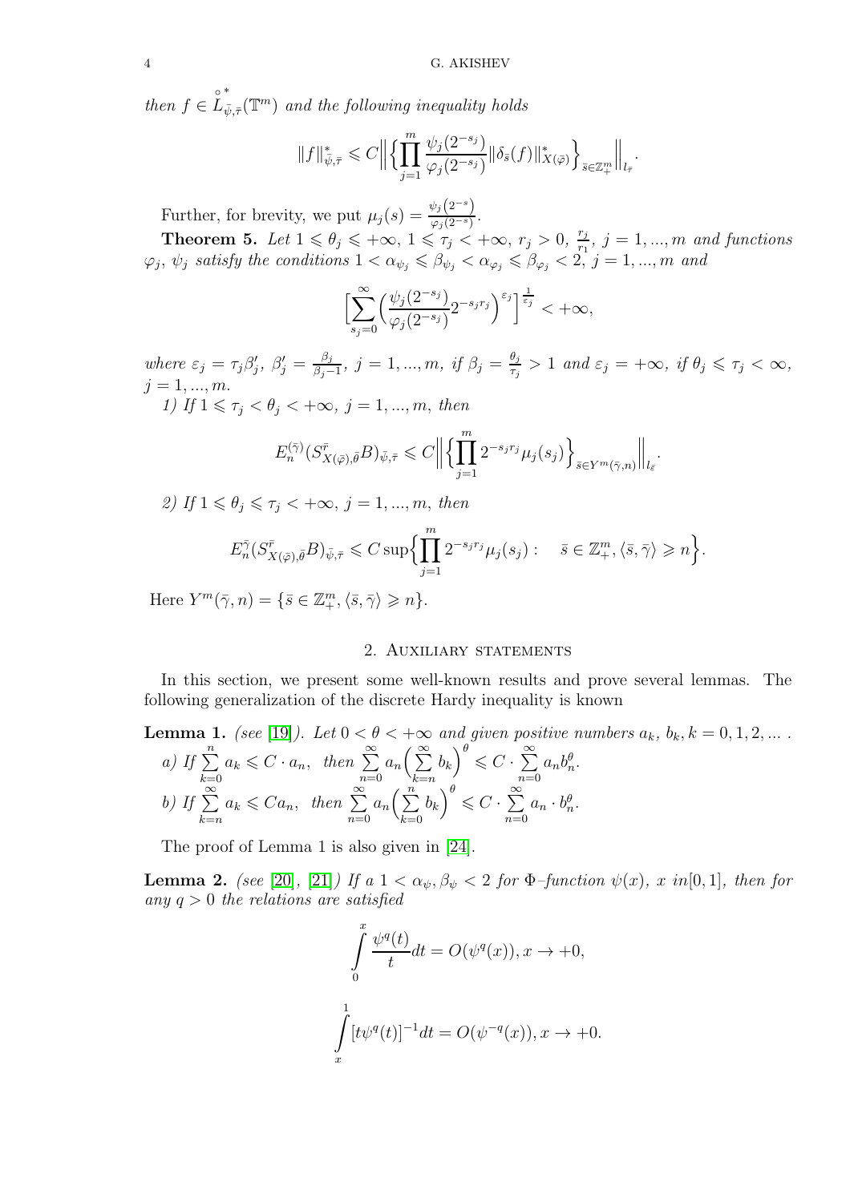then $f \in \overset{\circ}{L}{}^{*}_{\bar{\psi},\bar{\tau}}(\mathbb{T}^m)$ and the following inequality holds

$$\|f\|^{*}_{\bar{\psi},\bar{\tau}} \leqslant C \Big\| \Big\{ \prod_{j=1}^{m} \frac{\psi_j(2^{-s_j})}{\varphi_j(2^{-s_j})} \|\delta_{\bar{s}}(f)\|^{*}_{X(\bar{\varphi})} \Big\}_{\bar{s}\in\mathbb{Z}^m_+} \Big\|_{l_{\bar{\tau}}}.$$

Further, for brevity, we put $\mu_j(s) = \frac{\psi_j(2^{-s})}{\varphi_j(2^{-s})}$.

**Theorem 5.** *Let $1 \leqslant \theta_j \leqslant +\infty$, $1 \leqslant \tau_j < +\infty$, $r_j > 0$, $\frac{r_j}{r_1}$, $j = 1, ..., m$ and functions $\varphi_j$, $\psi_j$ satisfy the conditions $1 < \alpha_{\psi_j} \leqslant \beta_{\psi_j} < \alpha_{\varphi_j} \leqslant \beta_{\varphi_j} < 2$, $j = 1, ..., m$ and*

$$\Big[ \sum_{s_j=0}^{\infty} \Big( \frac{\psi_j(2^{-s_j})}{\varphi_j(2^{-s_j})} 2^{-s_j r_j} \Big)^{\varepsilon_j} \Big]^{\frac{1}{\varepsilon_j}} < +\infty,$$

*where $\varepsilon_j = \tau_j \beta'_j$, $\beta'_j = \frac{\beta_j}{\beta_j - 1}$, $j = 1, ..., m$, if $\beta_j = \frac{\theta_j}{\tau_j} > 1$ and $\varepsilon_j = +\infty$, if $\theta_j \leqslant \tau_j < \infty$, $j = 1, ..., m$.*

*1) If $1 \leqslant \tau_j < \theta_j < +\infty$, $j = 1, ..., m$, then*

$$E_n^{(\bar{\gamma})}(S^{\bar{r}}_{X(\bar{\varphi}),\bar{\theta}}B)_{\bar{\psi},\bar{\tau}} \leqslant C \Big\| \Big\{ \prod_{j=1}^{m} 2^{-s_j r_j} \mu_j(s_j) \Big\}_{\bar{s}\in Y^m(\bar{\gamma},n)} \Big\|_{l_{\bar{\varepsilon}}}.$$

*2) If $1 \leqslant \theta_j \leqslant \tau_j < +\infty$, $j = 1, ..., m$, then*

$$E_n^{\bar{\gamma}}(S^{\bar{r}}_{X(\bar{\varphi}),\bar{\theta}}B)_{\bar{\psi},\bar{\tau}} \leqslant C \sup \Big\{ \prod_{j=1}^{m} 2^{-s_j r_j} \mu_j(s_j) : \quad \bar{s} \in \mathbb{Z}^m_+, \langle \bar{s}, \bar{\gamma} \rangle \geqslant n \Big\}.$$

Here $Y^m(\bar{\gamma}, n) = \{\bar{s} \in \mathbb{Z}^m_+, \langle \bar{s}, \bar{\gamma} \rangle \geqslant n\}$.

## 2. Auxiliary statements

In this section, we present some well-known results and prove several lemmas. The following generalization of the discrete Hardy inequality is known

**Lemma 1.** *(see [19]). Let $0 < \theta < +\infty$ and given positive numbers $a_k$, $b_k$, $k = 0, 1, 2, ...$ .*

*a) If $\sum\limits_{k=0}^{n} a_k \leqslant C \cdot a_n$, then $\sum\limits_{n=0}^{\infty} a_n \Big( \sum\limits_{k=n}^{\infty} b_k \Big)^{\theta} \leqslant C \cdot \sum\limits_{n=0}^{\infty} a_n b_n^{\theta}$.*

*b) If $\sum\limits_{k=n}^{\infty} a_k \leqslant C a_n$, then $\sum\limits_{n=0}^{\infty} a_n \Big( \sum\limits_{k=0}^{n} b_k \Big)^{\theta} \leqslant C \cdot \sum\limits_{n=0}^{\infty} a_n \cdot b_n^{\theta}$.*

The proof of Lemma 1 is also given in [24].

**Lemma 2.** *(see [20], [21]) If a $1 < \alpha_\psi, \beta_\psi < 2$ for $\Phi$–function $\psi(x)$, $x$ in$[0, 1]$, then for any $q > 0$ the relations are satisfied*

$$\int_0^x \frac{\psi^q(t)}{t} dt = O(\psi^q(x)), x \to +0,$$

$$\int_x^1 [t\psi^q(t)]^{-1} dt = O(\psi^{-q}(x)), x \to +0.$$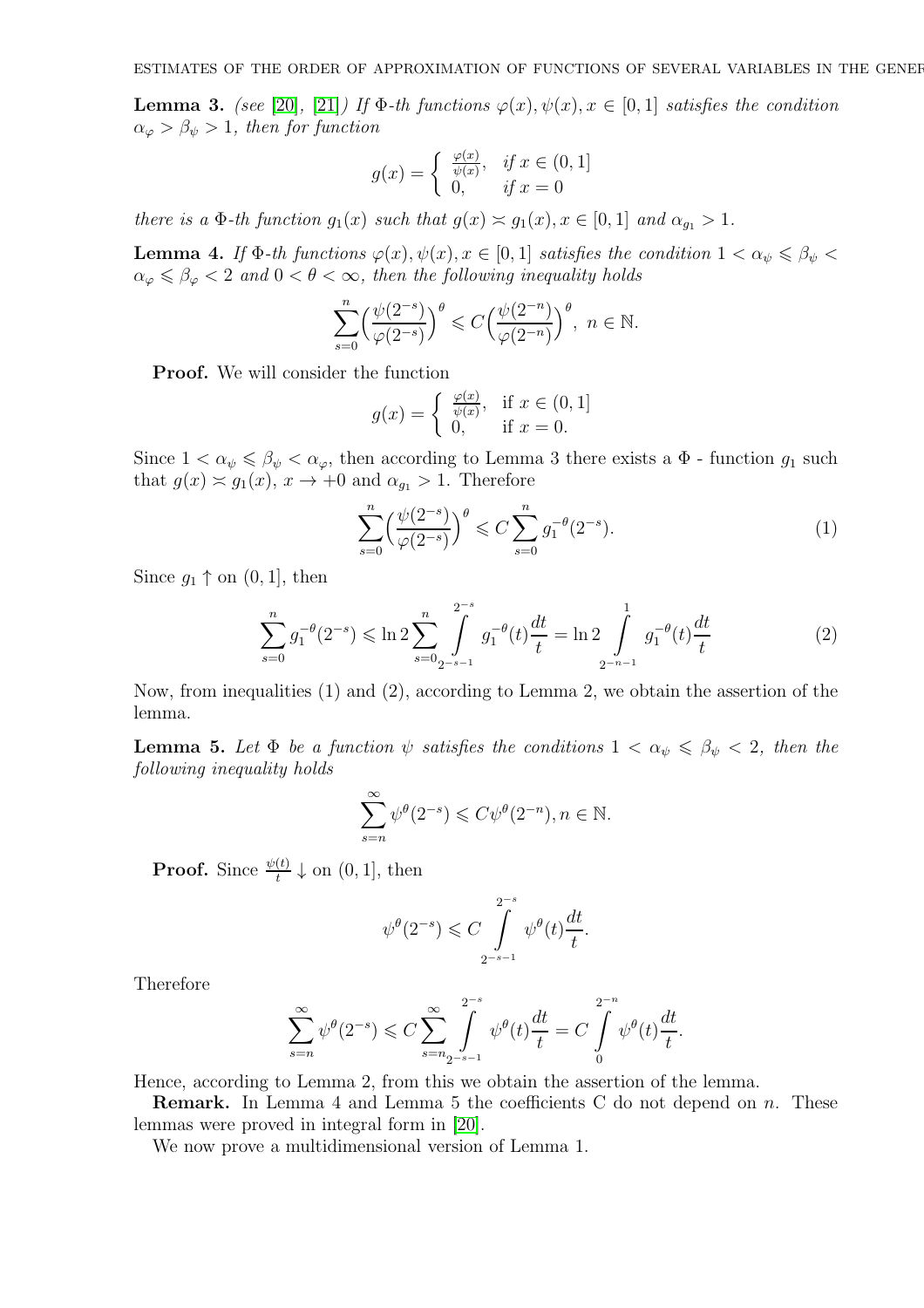**Lemma 3.** *(see [20], [21]) If $\Phi$-th functions $\varphi(x), \psi(x), x \in [0,1]$ satisfies the condition $\alpha_\varphi > \beta_\psi > 1$, then for function*

$$g(x) = \begin{cases} \frac{\varphi(x)}{\psi(x)}, & \text{if } x \in (0,1] \\ 0, & \text{if } x = 0 \end{cases}$$

*there is a $\Phi$-th function $g_1(x)$ such that $g(x) \asymp g_1(x), x \in [0,1]$ and $\alpha_{g_1} > 1$.*

**Lemma 4.** *If $\Phi$-th functions $\varphi(x), \psi(x), x \in [0,1]$ satisfies the condition $1 < \alpha_\psi \leqslant \beta_\psi < \alpha_\varphi \leqslant \beta_\varphi < 2$ and $0 < \theta < \infty$, then the following inequality holds*

$$\sum_{s=0}^{n} \Big(\frac{\psi(2^{-s})}{\varphi(2^{-s})}\Big)^\theta \leqslant C\Big(\frac{\psi(2^{-n})}{\varphi(2^{-n})}\Big)^\theta, \ n \in \mathbb{N}.$$

**Proof.** We will consider the function

$$g(x) = \begin{cases} \frac{\varphi(x)}{\psi(x)}, & \text{if } x \in (0,1] \\ 0, & \text{if } x = 0. \end{cases}$$

Since $1 < \alpha_\psi \leqslant \beta_\psi < \alpha_\varphi$, then according to Lemma 3 there exists a $\Phi$ - function $g_1$ such that $g(x) \asymp g_1(x)$, $x \to +0$ and $\alpha_{g_1} > 1$. Therefore

$$\sum_{s=0}^{n} \Big(\frac{\psi(2^{-s})}{\varphi(2^{-s})}\Big)^\theta \leqslant C \sum_{s=0}^{n} g_1^{-\theta}(2^{-s}). \tag{1}$$

Since $g_1 \uparrow$ on $(0,1]$, then

$$\sum_{s=0}^{n} g_1^{-\theta}(2^{-s}) \leqslant \ln 2 \sum_{s=0}^{n} \int_{2^{-s-1}}^{2^{-s}} g_1^{-\theta}(t)\frac{dt}{t} = \ln 2 \int_{2^{-n-1}}^{1} g_1^{-\theta}(t)\frac{dt}{t} \tag{2}$$

Now, from inequalities (1) and (2), according to Lemma 2, we obtain the assertion of the lemma.

**Lemma 5.** *Let $\Phi$ be a function $\psi$ satisfies the conditions $1 < \alpha_\psi \leqslant \beta_\psi < 2$, then the following inequality holds*

$$\sum_{s=n}^{\infty} \psi^\theta(2^{-s}) \leqslant C\psi^\theta(2^{-n}), n \in \mathbb{N}.$$

**Proof.** Since $\frac{\psi(t)}{t} \downarrow$ on $(0,1]$, then

$$\psi^\theta(2^{-s}) \leqslant C \int_{2^{-s-1}}^{2^{-s}} \psi^\theta(t)\frac{dt}{t}.$$

Therefore

$$\sum_{s=n}^{\infty} \psi^\theta(2^{-s}) \leqslant C \sum_{s=n}^{\infty} \int_{2^{-s-1}}^{2^{-s}} \psi^\theta(t)\frac{dt}{t} = C \int_{0}^{2^{-n}} \psi^\theta(t)\frac{dt}{t}.$$

Hence, according to Lemma 2, from this we obtain the assertion of the lemma.

**Remark.** In Lemma 4 and Lemma 5 the coefficients C do not depend on $n$. These lemmas were proved in integral form in [20].

We now prove a multidimensional version of Lemma 1.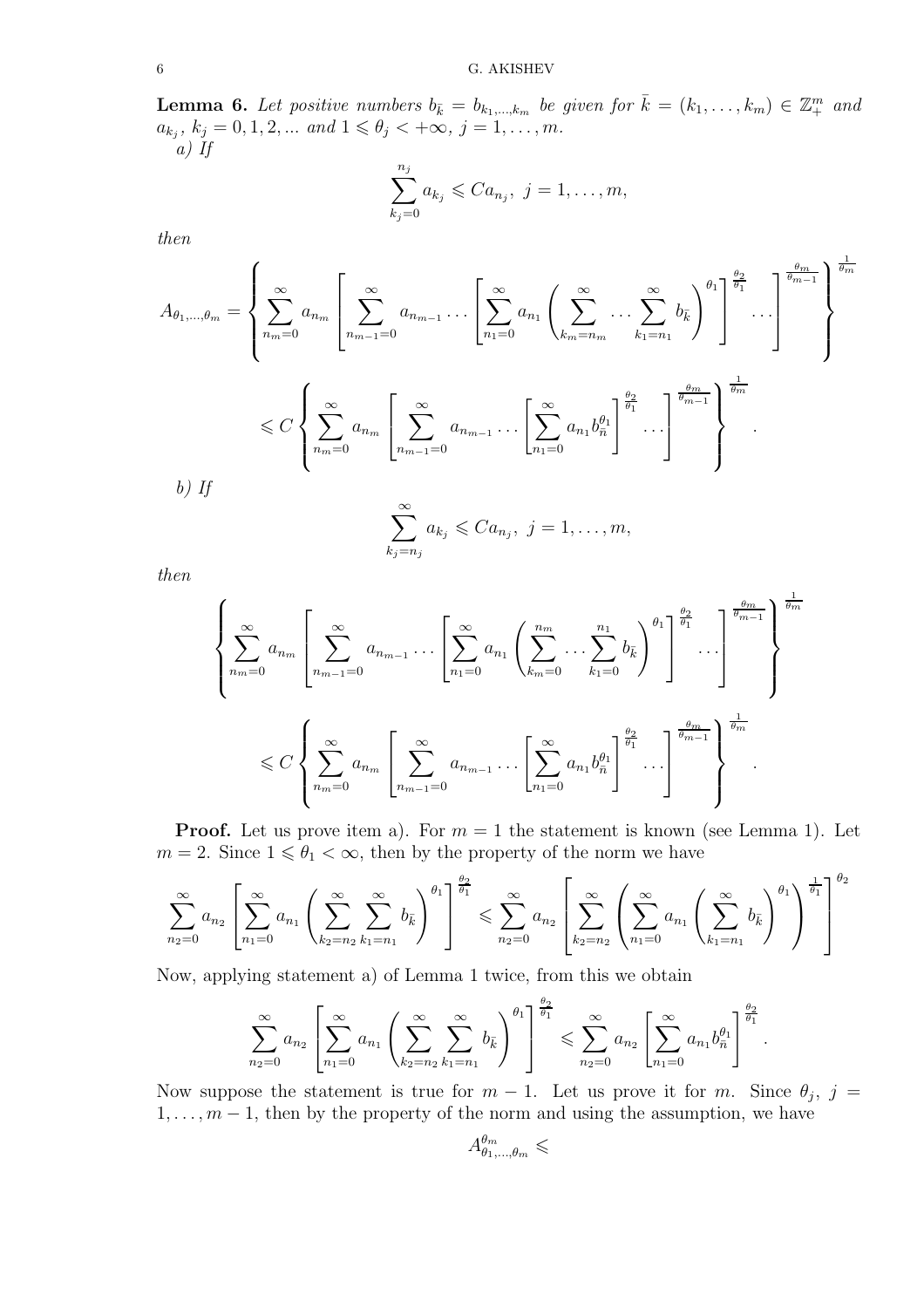**Lemma 6.** *Let positive numbers $b_{\bar{k}} = b_{k_1,\dots,k_m}$ be given for $\bar{k} = (k_1,\dots,k_m) \in \mathbb{Z}_+^m$ and $a_{k_j}$, $k_j = 0,1,2,\dots$ and $1 \leqslant \theta_j < +\infty$, $j = 1,\dots,m$.*

*a) If*

$$\sum_{k_j=0}^{n_j} a_{k_j} \leqslant C a_{n_j},\ j = 1,\dots,m,$$

*then*

$$A_{\theta_1,\dots,\theta_m} = \left\{ \sum_{n_m=0}^{\infty} a_{n_m} \left[ \sum_{n_{m-1}=0}^{\infty} a_{n_{m-1}} \dots \left[ \sum_{n_1=0}^{\infty} a_{n_1} \left( \sum_{k_m=n_m}^{\infty} \dots \sum_{k_1=n_1}^{\infty} b_{\bar{k}} \right)^{\theta_1} \right]^{\frac{\theta_2}{\theta_1}} \dots \right]^{\frac{\theta_m}{\theta_{m-1}}} \right\}^{\frac{1}{\theta_m}}$$

$$\leqslant C \left\{ \sum_{n_m=0}^{\infty} a_{n_m} \left[ \sum_{n_{m-1}=0}^{\infty} a_{n_{m-1}} \dots \left[ \sum_{n_1=0}^{\infty} a_{n_1} b_{\bar{n}}^{\theta_1} \right]^{\frac{\theta_2}{\theta_1}} \dots \right]^{\frac{\theta_m}{\theta_{m-1}}} \right\}^{\frac{1}{\theta_m}}.$$

*b) If*

$$\sum_{k_j=n_j}^{\infty} a_{k_j} \leqslant C a_{n_j},\ j = 1,\dots,m,$$

*then*

$$\left\{ \sum_{n_m=0}^{\infty} a_{n_m} \left[ \sum_{n_{m-1}=0}^{\infty} a_{n_{m-1}} \dots \left[ \sum_{n_1=0}^{\infty} a_{n_1} \left( \sum_{k_m=0}^{n_m} \dots \sum_{k_1=0}^{n_1} b_{\bar{k}} \right)^{\theta_1} \right]^{\frac{\theta_2}{\theta_1}} \dots \right]^{\frac{\theta_m}{\theta_{m-1}}} \right\}^{\frac{1}{\theta_m}}$$

$$\leqslant C \left\{ \sum_{n_m=0}^{\infty} a_{n_m} \left[ \sum_{n_{m-1}=0}^{\infty} a_{n_{m-1}} \dots \left[ \sum_{n_1=0}^{\infty} a_{n_1} b_{\bar{n}}^{\theta_1} \right]^{\frac{\theta_2}{\theta_1}} \dots \right]^{\frac{\theta_m}{\theta_{m-1}}} \right\}^{\frac{1}{\theta_m}}.$$

**Proof.** Let us prove item a). For $m = 1$ the statement is known (see Lemma 1). Let $m = 2$. Since $1 \leqslant \theta_1 < \infty$, then by the property of the norm we have

$$\sum_{n_2=0}^{\infty} a_{n_2} \left[ \sum_{n_1=0}^{\infty} a_{n_1} \left( \sum_{k_2=n_2}^{\infty} \sum_{k_1=n_1}^{\infty} b_{\bar{k}} \right)^{\theta_1} \right]^{\frac{\theta_2}{\theta_1}} \leqslant \sum_{n_2=0}^{\infty} a_{n_2} \left[ \sum_{k_2=n_2}^{\infty} \left( \sum_{n_1=0}^{\infty} a_{n_1} \left( \sum_{k_1=n_1}^{\infty} b_{\bar{k}} \right)^{\theta_1} \right)^{\frac{1}{\theta_1}} \right]^{\theta_2}$$

Now, applying statement a) of Lemma 1 twice, from this we obtain

$$\sum_{n_2=0}^{\infty} a_{n_2} \left[ \sum_{n_1=0}^{\infty} a_{n_1} \left( \sum_{k_2=n_2}^{\infty} \sum_{k_1=n_1}^{\infty} b_{\bar{k}} \right)^{\theta_1} \right]^{\frac{\theta_2}{\theta_1}} \leqslant \sum_{n_2=0}^{\infty} a_{n_2} \left[ \sum_{n_1=0}^{\infty} a_{n_1} b_{\bar{n}}^{\theta_1} \right]^{\frac{\theta_2}{\theta_1}}.$$

Now suppose the statement is true for $m-1$. Let us prove it for $m$. Since $\theta_j$, $j = 1,\dots,m-1$, then by the property of the norm and using the assumption, we have

$$A_{\theta_1,\dots,\theta_m}^{\theta_m} \leqslant$$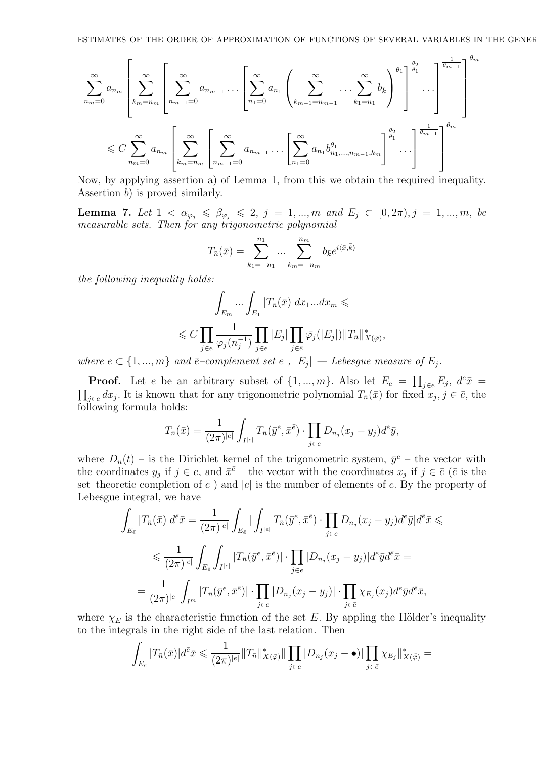$$\sum_{n_m=0}^{\infty} a_{n_m} \left[ \sum_{k_m=n_m}^{\infty} \left[ \sum_{n_{m-1}=0}^{\infty} a_{n_{m-1}} \dots \left[ \sum_{n_1=0}^{\infty} a_{n_1} \left( \sum_{k_{m-1}=n_{m-1}}^{\infty} \dots \sum_{k_1=n_1}^{\infty} b_{\bar{k}} \right)^{\theta_1} \right]^{\frac{\theta_2}{\theta_1}} \dots \right]^{\frac{1}{\theta_{m-1}}} \right]^{\theta_m}$$

$$\leqslant C \sum_{n_m=0}^{\infty} a_{n_m} \left[ \sum_{k_m=n_m}^{\infty} \left[ \sum_{n_{m-1}=0}^{\infty} a_{n_{m-1}} \dots \left[ \sum_{n_1=0}^{\infty} a_{n_1} b_{n_1,\dots,n_{m-1},k_m}^{\theta_1} \right]^{\frac{\theta_2}{\theta_1}} \dots \right]^{\frac{1}{\theta_{m-1}}} \right]^{\theta_m}$$

Now, by applying assertion a) of Lemma 1, from this we obtain the required inequality. Assertion $b)$ is proved similarly.

**Lemma 7.** *Let $1 < \alpha_{\varphi_j} \leqslant \beta_{\varphi_j} \leqslant 2$, $j = 1,...,m$ and $E_j \subset [0, 2\pi), j = 1,...,m$, be measurable sets. Then for any trigonometric polynomial*

$$T_{\bar{n}}(\bar{x}) = \sum_{k_1=-n_1}^{n_1} \dots \sum_{k_m=-n_m}^{n_m} b_{\bar{k}} e^{i\langle \bar{x}, \bar{k} \rangle}$$

*the following inequality holds:*

$$\int_{E_m} \dots \int_{E_1} |T_{\bar{n}}(\bar{x})| dx_1 \dots dx_m \leqslant$$

$$\leqslant C \prod_{j \in e} \frac{1}{\varphi_j(n_j^{-1})} \prod_{j \in e} |E_j| \prod_{j \in \bar{e}} \bar{\varphi}_j(|E_j|) \|T_{\bar{n}}\|^*_{X(\bar{\varphi})},$$

*where $e \subset \{1,...,m\}$ and $\bar{e}$–complement set $e$ , $|E_j|$ — Lebesgue measure of $E_j$.*

**Proof.** Let $e$ be an arbitrary subset of $\{1,...,m\}$. Also let $E_e = \prod_{j \in e} E_j$, $d^e \bar{x} = \prod_{j \in e} dx_j$. It is known that for any trigonometric polynomial $T_{\bar{n}}(\bar{x})$ for fixed $x_j, j \in \bar{e}$, the following formula holds:

$$T_{\bar{n}}(\bar{x}) = \frac{1}{(2\pi)^{|e|}} \int_{I^{|e|}} T_{\bar{n}}(\bar{y}^e, \bar{x}^{\bar{e}}) \cdot \prod_{j \in e} D_{n_j}(x_j - y_j) d^e \bar{y},$$

where $D_n(t)$ – is the Dirichlet kernel of the trigonometric system, $\bar{y}^e$ – the vector with the coordinates $y_j$ if $j \in e$, and $\bar{x}^{\bar{e}}$ – the vector with the coordinates $x_j$ if $j \in \bar{e}$ ($\bar{e}$ is the set–theoretic completion of $e$ ) and $|e|$ is the number of elements of $e$. By the property of Lebesgue integral, we have

$$\int_{E_{\bar{e}}} |T_{\bar{n}}(\bar{x})| d^{\bar{e}} \bar{x} = \frac{1}{(2\pi)^{|e|}} \int_{E_{\bar{e}}} \left| \int_{I^{|e|}} T_{\bar{n}}(\bar{y}^e, \bar{x}^{\bar{e}}) \cdot \prod_{j \in e} D_{n_j}(x_j - y_j) d^e \bar{y} \right| d^{\bar{e}} \bar{x} \leqslant$$

$$\leqslant \frac{1}{(2\pi)^{|e|}} \int_{E_{\bar{e}}} \int_{I^{|e|}} |T_{\bar{n}}(\bar{y}^e, \bar{x}^{\bar{e}})| \cdot \prod_{j \in e} |D_{n_j}(x_j - y_j)| d^e \bar{y} d^{\bar{e}} \bar{x} =$$

$$= \frac{1}{(2\pi)^{|e|}} \int_{I^m} |T_{\bar{n}}(\bar{y}^e, \bar{x}^{\bar{e}})| \cdot \prod_{j \in e} |D_{n_j}(x_j - y_j)| \cdot \prod_{j \in \bar{e}} \chi_{E_j}(x_j) d^e \bar{y} d^{\bar{e}} \bar{x},$$

where $\chi_E$ is the characteristic function of the set $E$. By appling the Hölder's inequality to the integrals in the right side of the last relation. Then

$$\int_{E_{\bar{e}}} |T_{\bar{n}}(\bar{x})| d^{\bar{e}} \bar{x} \leqslant \frac{1}{(2\pi)^{|e|}} \|T_{\bar{n}}\|^*_{X(\bar{\varphi})} \| \prod_{j \in e} |D_{n_j}(x_j - \bullet)| \prod_{j \in \bar{e}} \chi_{E_j} \|^*_{X(\tilde{\bar{\varphi}})} =$$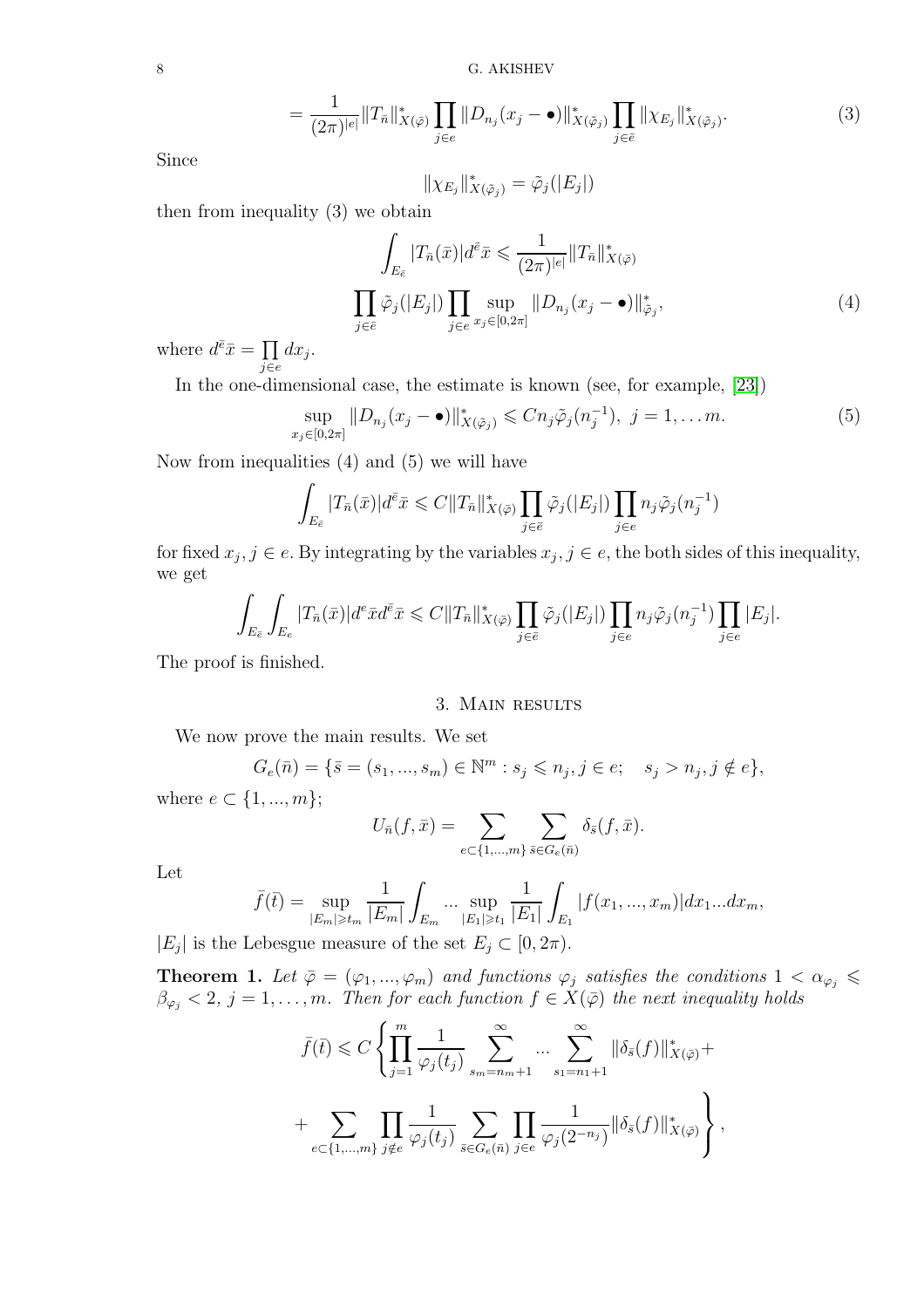$$= \frac{1}{(2\pi)^{|e|}} \|T_{\bar{n}}\|^*_{X(\bar{\varphi})} \prod_{j \in e} \|D_{n_j}(x_j - \bullet)\|^*_{X(\tilde{\varphi}_j)} \prod_{j \in \bar{e}} \|\chi_{E_j}\|^*_{X(\tilde{\varphi}_j)}. \tag{3}$$

Since

$$\|\chi_{E_j}\|^*_{X(\tilde{\varphi}_j)} = \tilde{\varphi}_j(|E_j|)$$

then from inequality (3) we obtain

$$\int_{E_{\bar{e}}} |T_{\bar{n}}(\bar{x})| d^{\bar{e}} \bar{x} \leqslant \frac{1}{(2\pi)^{|e|}} \|T_{\bar{n}}\|^*_{X(\bar{\varphi})}$$
$$\prod_{j \in \bar{e}} \tilde{\varphi}_j(|E_j|) \prod_{j \in e} \sup_{x_j \in [0,2\pi]} \|D_{n_j}(x_j - \bullet)\|^*_{\tilde{\varphi}_j}, \tag{4}$$

where $d^{\bar{e}}\bar{x} = \prod\limits_{j \in e} dx_j$.

In the one-dimensional case, the estimate is known (see, for example, [23])

$$\sup_{x_j \in [0,2\pi]} \|D_{n_j}(x_j - \bullet)\|^*_{X(\tilde{\varphi}_j)} \leqslant C n_j \tilde{\varphi}_j(n_j^{-1}), \ j = 1, \dots m. \tag{5}$$

Now from inequalities (4) and (5) we will have

$$\int_{E_{\bar{e}}} |T_{\bar{n}}(\bar{x})| d^{\bar{e}} \bar{x} \leqslant C \|T_{\bar{n}}\|^*_{X(\bar{\varphi})} \prod_{j \in \bar{e}} \tilde{\varphi}_j(|E_j|) \prod_{j \in e} n_j \tilde{\varphi}_j(n_j^{-1})$$

for fixed $x_j, j \in e$. By integrating by the variables $x_j, j \in e$, the both sides of this inequality, we get

$$\int_{E_{\bar{e}}} \int_{E_e} |T_{\bar{n}}(\bar{x})| d^e \bar{x} d^{\bar{e}} \bar{x} \leqslant C \|T_{\bar{n}}\|^*_{X(\bar{\varphi})} \prod_{j \in \bar{e}} \tilde{\varphi}_j(|E_j|) \prod_{j \in e} n_j \tilde{\varphi}_j(n_j^{-1}) \prod_{j \in e} |E_j|.$$

The proof is finished.

## 3. Main results

We now prove the main results. We set

$$G_e(\bar{n}) = \{\bar{s} = (s_1, ..., s_m) \in \mathbb{N}^m : s_j \leqslant n_j, j \in e; \quad s_j > n_j, j \notin e\},$$

where $e \subset \{1, ..., m\}$;

$$U_{\bar{n}}(f, \bar{x}) = \sum_{e \subset \{1,...,m\}} \sum_{\bar{s} \in G_e(\bar{n})} \delta_{\bar{s}}(f, \bar{x}).$$

Let

$$\bar{f}(\bar{t}) = \sup_{|E_m| \geqslant t_m} \frac{1}{|E_m|} \int_{E_m} ... \sup_{|E_1| \geqslant t_1} \frac{1}{|E_1|} \int_{E_1} |f(x_1, ..., x_m)| dx_1 ... dx_m,$$

$|E_j|$ is the Lebesgue measure of the set $E_j \subset [0, 2\pi)$.

**Theorem 1.** *Let $\bar{\varphi} = (\varphi_1, ..., \varphi_m)$ and functions $\varphi_j$ satisfies the conditions $1 < \alpha_{\varphi_j} \leqslant \beta_{\varphi_j} < 2$, $j = 1, \dots, m$. Then for each function $f \in X(\bar{\varphi})$ the next inequality holds*

$$\bar{f}(\bar{t}) \leqslant C \left\{ \prod_{j=1}^m \frac{1}{\varphi_j(t_j)} \sum_{s_m = n_m + 1}^{\infty} ... \sum_{s_1 = n_1 + 1}^{\infty} \|\delta_{\bar{s}}(f)\|^*_{X(\bar{\varphi})} + \right.$$
$$\left. + \sum_{e \subset \{1,...,m\}} \prod_{j \notin e} \frac{1}{\varphi_j(t_j)} \sum_{\bar{s} \in G_e(\bar{n})} \prod_{j \in e} \frac{1}{\varphi_j(2^{-n_j})} \|\delta_{\bar{s}}(f)\|^*_{X(\bar{\varphi})} \right\},$$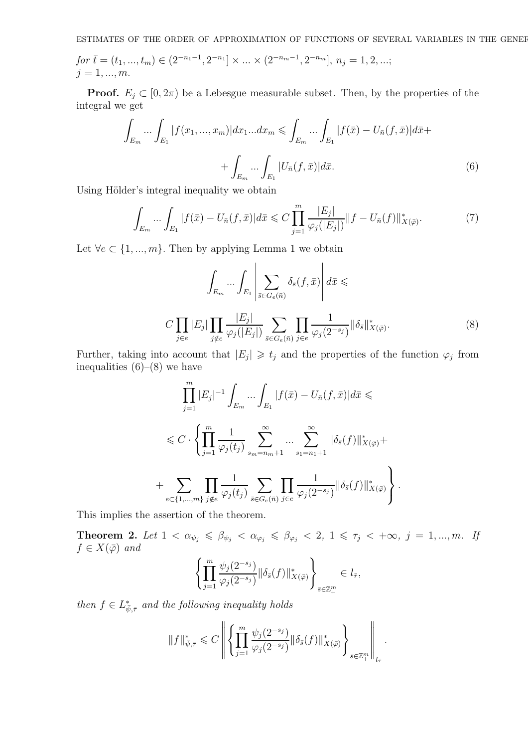*for* $\bar{t} = (t_1, ..., t_m) \in (2^{-n_1-1}, 2^{-n_1}] \times ... \times (2^{-n_m-1}, 2^{-n_m}]$, $n_j = 1, 2, ...$; $j = 1, ..., m$.

**Proof.** $E_j \subset [0, 2\pi)$ be a Lebesgue measurable subset. Then, by the properties of the integral we get

$$\int_{E_m} ... \int_{E_1} |f(x_1, ..., x_m)| dx_1 ... dx_m \leqslant \int_{E_m} ... \int_{E_1} |f(\bar{x}) - U_{\bar{n}}(f, \bar{x})| d\bar{x} +$$

$$+ \int_{E_m} ... \int_{E_1} |U_{\bar{n}}(f, \bar{x})| d\bar{x}. \tag{6}$$

Using Hölder's integral inequality we obtain

$$\int_{E_m} ... \int_{E_1} |f(\bar{x}) - U_{\bar{n}}(f, \bar{x})| d\bar{x} \leqslant C \prod_{j=1}^{m} \frac{|E_j|}{\varphi_j(|E_j|)} \|f - U_{\bar{n}}(f)\|^*_{X(\bar{\varphi})}. \tag{7}$$

Let $\forall e \subset \{1, ..., m\}$. Then by applying Lemma 1 we obtain

$$\int_{E_m} ... \int_{E_1} \left| \sum_{\bar{s} \in G_e(\bar{n})} \delta_{\bar{s}}(f, \bar{x}) \right| d\bar{x} \leqslant$$

$$C \prod_{j \in e} |E_j| \prod_{j \notin e} \frac{|E_j|}{\varphi_j(|E_j|)} \sum_{\bar{s} \in G_e(\bar{n})} \prod_{j \in e} \frac{1}{\varphi_j(2^{-s_j})} \|\delta_{\bar{s}}\|^*_{X(\bar{\varphi})}. \tag{8}$$

Further, taking into account that $|E_j| \geqslant t_j$ and the properties of the function $\varphi_j$ from inequalities (6)–(8) we have

$$\prod_{j=1}^{m} |E_j|^{-1} \int_{E_m} ... \int_{E_1} |f(\bar{x}) - U_{\bar{n}}(f, \bar{x})| d\bar{x} \leqslant$$

$$\leqslant C \cdot \left\{ \prod_{j=1}^{m} \frac{1}{\varphi_j(t_j)} \sum_{s_m = n_m + 1}^{\infty} ... \sum_{s_1 = n_1 + 1}^{\infty} \|\delta_{\bar{s}}(f)\|^*_{X(\bar{\varphi})} + \right.$$

$$\left. + \sum_{e \subset \{1, ..., m\}} \prod_{j \notin e} \frac{1}{\varphi_j(t_j)} \sum_{\bar{s} \in G_e(\bar{n})} \prod_{j \in e} \frac{1}{\varphi_j(2^{-s_j})} \|\delta_{\bar{s}}(f)\|^*_{X(\bar{\varphi})} \right\}.$$

This implies the assertion of the theorem.

**Theorem 2.** *Let* $1 < \alpha_{\psi_j} \leqslant \beta_{\psi_j} < \alpha_{\varphi_j} \leqslant \beta_{\varphi_j} < 2$, $1 \leqslant \tau_j < +\infty$, $j = 1, ..., m$. *If* $f \in X(\bar{\varphi})$ *and*

$$\left\{ \prod_{j=1}^{m} \frac{\psi_j(2^{-s_j})}{\varphi_j(2^{-s_j})} \|\delta_{\bar{s}}(f)\|^*_{X(\bar{\varphi})} \right\}_{\bar{s} \in \mathbb{Z}^m_+} \in l_{\bar{\tau}},$$

*then* $f \in L^*_{\bar{\psi}, \bar{\tau}}$ *and the following inequality holds*

$$\|f\|^*_{\bar{\psi}, \bar{\tau}} \leqslant C \left\| \left\{ \prod_{j=1}^{m} \frac{\psi_j(2^{-s_j})}{\varphi_j(2^{-s_j})} \|\delta_{\bar{s}}(f)\|^*_{X(\bar{\varphi})} \right\}_{\bar{s} \in \mathbb{Z}^m_+} \right\|_{l_{\bar{\tau}}}.$$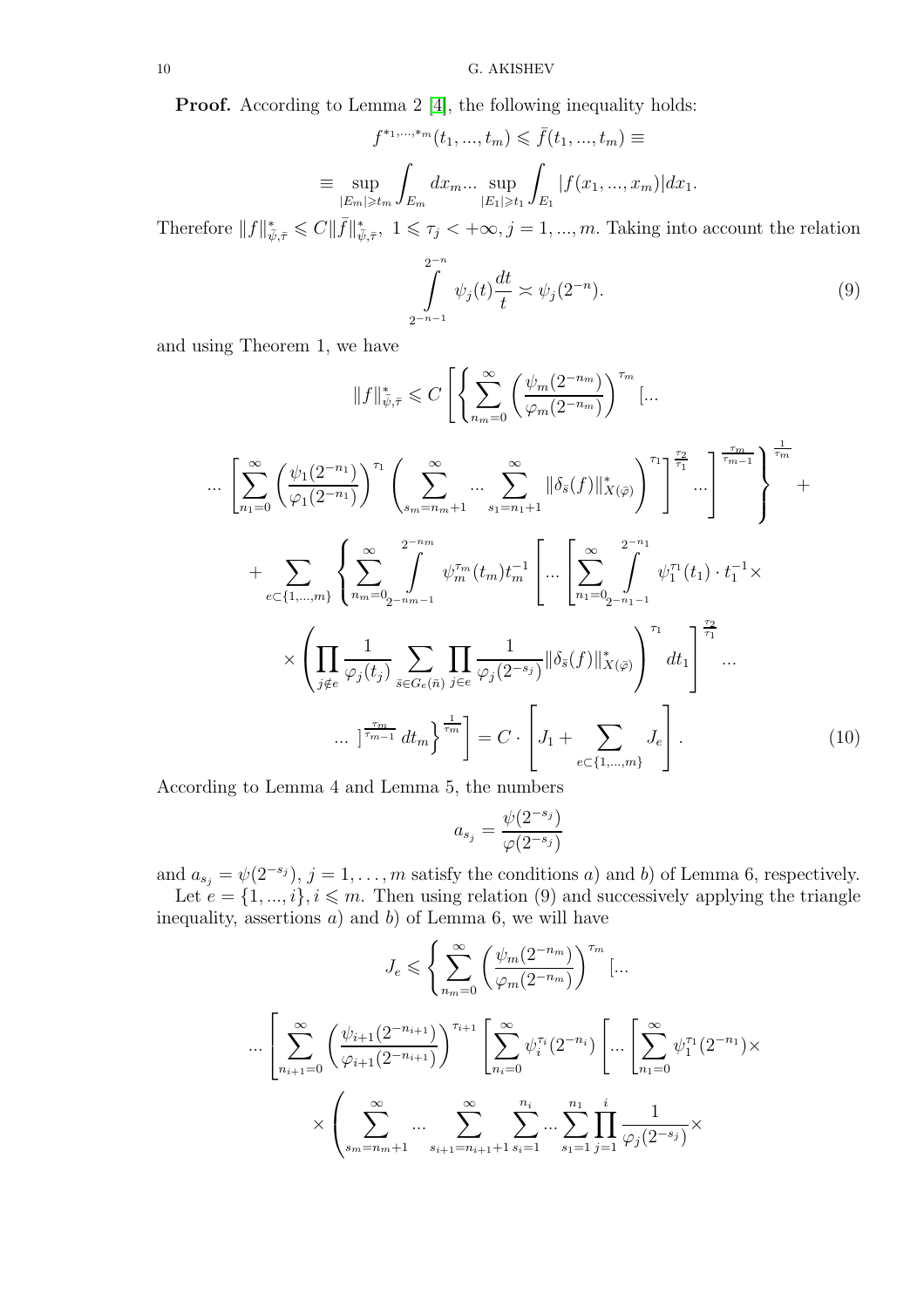**Proof.** According to Lemma 2 [4], the following inequality holds:

$$f^{*_1,...,*_m}(t_1,...,t_m) \leqslant \bar{f}(t_1,...,t_m) \equiv$$

$$\equiv \sup_{|E_m|\geqslant t_m} \int_{E_m} dx_m ... \sup_{|E_1|\geqslant t_1} \int_{E_1} |f(x_1,...,x_m)| dx_1.$$

Therefore $\|f\|^*_{\bar{\psi},\bar{\tau}} \leqslant C\|\bar{f}\|^*_{\bar{\psi},\bar{\tau}},\ 1 \leqslant \tau_j < +\infty, j = 1,...,m$. Taking into account the relation

$$\int\limits_{2^{-n-1}}^{2^{-n}} \psi_j(t)\frac{dt}{t} \asymp \psi_j(2^{-n}). \tag{9}$$

and using Theorem 1, we have

$$\|f\|^*_{\bar{\psi},\bar{\tau}} \leqslant C\left[\left\{\sum_{n_m=0}^{\infty}\left(\frac{\psi_m(2^{-n_m})}{\varphi_m(2^{-n_m})}\right)^{\tau_m}[... \right.\right.$$

$$... \left.\left.\left[\sum_{n_1=0}^{\infty}\left(\frac{\psi_1(2^{-n_1})}{\varphi_1(2^{-n_1})}\right)^{\tau_1}\left(\sum_{s_m=n_m+1}^{\infty}...\sum_{s_1=n_1+1}^{\infty}\|\delta_{\bar{s}}(f)\|^*_{X(\bar{\varphi})}\right)^{\tau_1}\right]^{\frac{\tau_2}{\tau_1}}...\right]^{\frac{\tau_m}{\tau_{m-1}}}\right\}^{\frac{1}{\tau_m}} +$$

$$+\sum_{e\subset\{1,...,m\}}\left\{\sum_{n_m=0}^{\infty}\int\limits_{2^{-n_m-1}}^{2^{-n_m}}\psi_m^{\tau_m}(t_m)t_m^{-1}\left[...\left[\sum_{n_1=0}^{\infty}\int\limits_{2^{-n_1-1}}^{2^{-n_1}}\psi_1^{\tau_1}(t_1)\cdot t_1^{-1}\times\right.\right.\right.$$

$$\times\left.\left(\prod_{j\notin e}\frac{1}{\varphi_j(t_j)}\sum_{\bar{s}\in G_e(\bar{n})}\prod_{j\in e}\frac{1}{\varphi_j(2^{-s_j})}\|\delta_{\bar{s}}(f)\|^*_{X(\bar{\varphi})}\right)^{\tau_1}dt_1\right]^{\frac{\tau_2}{\tau_1}}...$$

$$\left.\left. ...\ \right]^{\frac{\tau_m}{\tau_{m-1}}}dt_m\right\}^{\frac{1}{\tau_m}}\Bigg] = C\cdot\left[J_1+\sum_{e\subset\{1,...,m\}}J_e\right]. \tag{10}$$

According to Lemma 4 and Lemma 5, the numbers

$$a_{s_j} = \frac{\psi(2^{-s_j})}{\varphi(2^{-s_j})}$$

and $a_{s_j} = \psi(2^{-s_j}),\ j = 1,\dots,m$ satisfy the conditions $a)$ and $b)$ of Lemma 6, respectively.

Let $e = \{1,...,i\}, i \leqslant m$. Then using relation (9) and successively applying the triangle inequality, assertions $a)$ and $b)$ of Lemma 6, we will have

$$J_e \leqslant \left\{\sum_{n_m=0}^{\infty}\left(\frac{\psi_m(2^{-n_m})}{\varphi_m(2^{-n_m})}\right)^{\tau_m}[...\right.$$

$$...\left[\sum_{n_{i+1}=0}^{\infty}\left(\frac{\psi_{i+1}(2^{-n_{i+1}})}{\varphi_{i+1}(2^{-n_{i+1}})}\right)^{\tau_{i+1}}\left[\sum_{n_i=0}^{\infty}\psi_i^{\tau_i}(2^{-n_i})\left[...\left[\sum_{n_1=0}^{\infty}\psi_1^{\tau_1}(2^{-n_1})\times\right.\right.\right.\right.$$

$$\times\left(\sum_{s_m=n_m+1}^{\infty}...\sum_{s_{i+1}=n_{i+1}+1}^{\infty}\sum_{s_i=1}^{n_i}...\sum_{s_1=1}^{n_1}\prod_{j=1}^{i}\frac{1}{\varphi_j(2^{-s_j})}\times\right.$$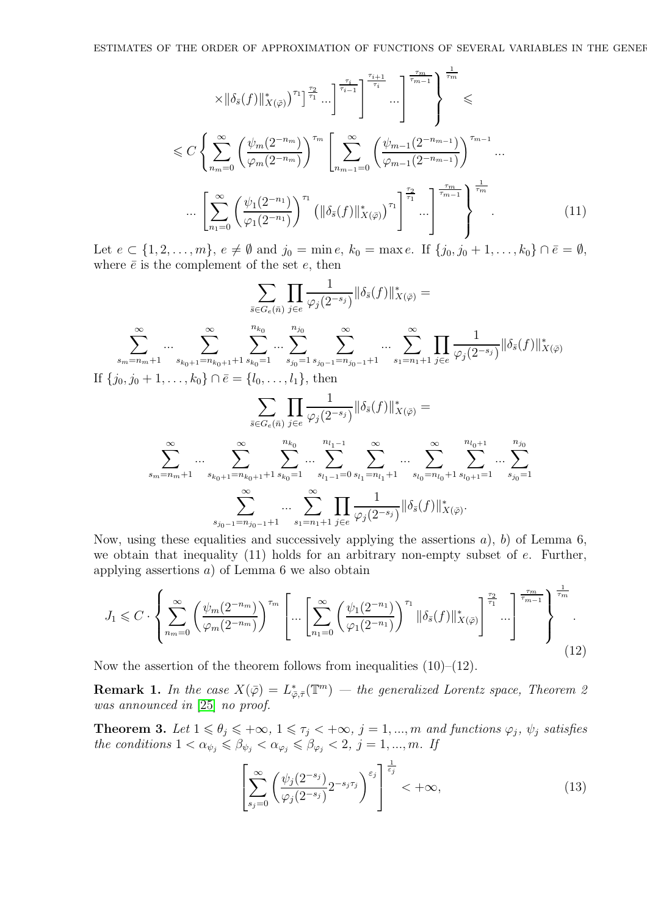$$\times \|\delta_{\bar{s}}(f)\|^{*}_{X(\bar{\varphi})})^{\tau_1}\Big]^{\frac{\tau_2}{\tau_1}} ... \Big]^{\frac{\tau_i}{\tau_{i-1}}}\Bigg]^{\frac{\tau_{i+1}}{\tau_i}} ... \Bigg]^{\frac{\tau_m}{\tau_{m-1}}}\Bigg\}^{\frac{1}{\tau_m}} \leqslant$$

$$\leqslant C \left\{ \sum_{n_m=0}^{\infty} \left( \frac{\psi_m(2^{-n_m})}{\varphi_m(2^{-n_m})} \right)^{\tau_m} \left[ \sum_{n_{m-1}=0}^{\infty} \left( \frac{\psi_{m-1}(2^{-n_{m-1}})}{\varphi_{m-1}(2^{-n_{m-1}})} \right)^{\tau_{m-1}} ... \right.\right.$$

$$\left.\left. ... \left[ \sum_{n_1=0}^{\infty} \left( \frac{\psi_1(2^{-n_1})}{\varphi_1(2^{-n_1})} \right)^{\tau_1} \left( \|\delta_{\bar{s}}(f)\|^{*}_{X(\bar{\varphi})} \right)^{\tau_1} \right]^{\frac{\tau_2}{\tau_1}} ... \right]^{\frac{\tau_m}{\tau_{m-1}}} \right\}^{\frac{1}{\tau_m}}. \tag{11}$$

Let $e \subset \{1, 2, \dots, m\}$, $e \neq \emptyset$ and $j_0 = \min e$, $k_0 = \max e$. If $\{j_0, j_0+1, \dots, k_0\} \cap \bar{e} = \emptyset$, where $\bar{e}$ is the complement of the set $e$, then

$$\sum_{\bar{s} \in G_e(\bar{n})} \prod_{j \in e} \frac{1}{\varphi_j(2^{-s_j})} \|\delta_{\bar{s}}(f)\|^{*}_{X(\bar{\varphi})} =$$

$$\sum_{s_m=n_m+1}^{\infty} ... \sum_{s_{k_0+1}=n_{k_0+1}+1}^{\infty} \sum_{s_{k_0}=1}^{n_{k_0}} ... \sum_{s_{j_0}=1}^{n_{j_0}} \sum_{s_{j_0-1}=n_{j_0-1}+1}^{\infty} ... \sum_{s_1=n_1+1}^{\infty} \prod_{j \in e} \frac{1}{\varphi_j(2^{-s_j})} \|\delta_{\bar{s}}(f)\|^{*}_{X(\bar{\varphi})}$$

If $\{j_0, j_0+1, \dots, k_0\} \cap \bar{e} = \{l_0, \dots, l_1\}$, then

$$\sum_{\bar{s} \in G_e(\bar{n})} \prod_{j \in e} \frac{1}{\varphi_j(2^{-s_j})} \|\delta_{\bar{s}}(f)\|^{*}_{X(\bar{\varphi})} =$$

$$\sum_{s_m=n_m+1}^{\infty} ... \sum_{s_{k_0+1}=n_{k_0+1}+1}^{\infty} \sum_{s_{k_0}=1}^{n_{k_0}} ... \sum_{s_{l_1-1}=0}^{n_{l_1-1}} \sum_{s_{l_1}=n_{l_1}+1}^{\infty} ... \sum_{s_{l_0}=n_{l_0}+1}^{\infty} \sum_{s_{l_0+1}=1}^{n_{l_0+1}} ... \sum_{s_{j_0}=1}^{n_{j_0}}$$

$$\sum_{s_{j_0-1}=n_{j_0-1}+1}^{\infty} ... \sum_{s_1=n_1+1}^{\infty} \prod_{j \in e} \frac{1}{\varphi_j(2^{-s_j})} \|\delta_{\bar{s}}(f)\|^{*}_{X(\bar{\varphi})}.$$

Now, using these equalities and successively applying the assertions *a*), *b*) of Lemma 6, we obtain that inequality (11) holds for an arbitrary non-empty subset of $e$. Further, applying assertions *a*) of Lemma 6 we also obtain

$$J_1 \leqslant C \cdot \left\{ \sum_{n_m=0}^{\infty} \left( \frac{\psi_m(2^{-n_m})}{\varphi_m(2^{-n_m})} \right)^{\tau_m} \left[ ... \left[ \sum_{n_1=0}^{\infty} \left( \frac{\psi_1(2^{-n_1})}{\varphi_1(2^{-n_1})} \right)^{\tau_1} \|\delta_{\bar{s}}(f)\|^{*}_{X(\bar{\varphi})} \right]^{\frac{\tau_2}{\tau_1}} ... \right]^{\frac{\tau_m}{\tau_{m-1}}} \right\}^{\frac{1}{\tau_m}}. \tag{12}$$

Now the assertion of the theorem follows from inequalities (10)–(12).

**Remark 1.** *In the case $X(\bar{\varphi}) = L^{*}_{\bar{\varphi},\bar{\tau}}(\mathbb{T}^m)$ — the generalized Lorentz space, Theorem 2 was announced in* [25] *no proof.*

**Theorem 3.** *Let $1 \leqslant \theta_j \leqslant +\infty$, $1 \leqslant \tau_j < +\infty$, $j = 1, ..., m$ and functions $\varphi_j$, $\psi_j$ satisfies the conditions $1 < \alpha_{\psi_j} \leqslant \beta_{\psi_j} < \alpha_{\varphi_j} \leqslant \beta_{\varphi_j} < 2$, $j = 1, ..., m$. If*

$$\left[ \sum_{s_j=0}^{\infty} \left( \frac{\psi_j(2^{-s_j})}{\varphi_j(2^{-s_j})} 2^{-s_j \tau_j} \right)^{\varepsilon_j} \right]^{\frac{1}{\varepsilon_j}} < +\infty, \tag{13}$$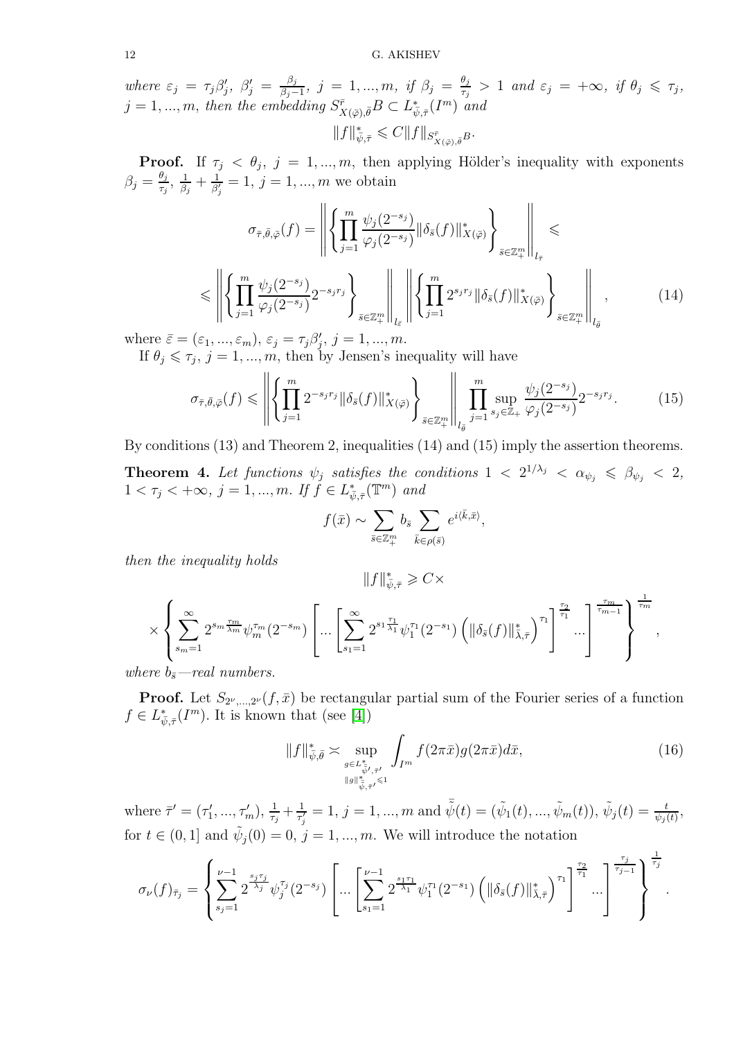*where* $\varepsilon_j = \tau_j\beta_j'$, $\beta_j' = \frac{\beta_j}{\beta_j - 1}$, $j = 1,...,m$, *if* $\beta_j = \frac{\theta_j}{\tau_j} > 1$ *and* $\varepsilon_j = +\infty$, *if* $\theta_j \leqslant \tau_j$, $j = 1,...,m$, *then the embedding* $S^{\bar{r}}_{X(\bar{\varphi}),\bar{\theta}}B \subset L^*_{\bar{\psi},\bar{\tau}}(I^m)$ *and*

$$\|f\|^*_{\bar{\psi},\bar{\tau}} \leqslant C\|f\|_{S^{\bar{r}}_{X(\bar{\varphi}),\bar{\theta}}B}.$$

**Proof.** If $\tau_j < \theta_j$, $j = 1,...,m$, then applying Hölder's inequality with exponents $\beta_j = \frac{\theta_j}{\tau_j}$, $\frac{1}{\beta_j} + \frac{1}{\beta_j'} = 1$, $j = 1,...,m$ we obtain

$$\sigma_{\bar{\tau},\bar{\theta},\bar{\varphi}}(f) = \left\| \left\{ \prod_{j=1}^{m} \frac{\psi_j(2^{-s_j})}{\varphi_j(2^{-s_j})} \|\delta_{\bar{s}}(f)\|^*_{X(\bar{\varphi})} \right\}_{\bar{s}\in\mathbb{Z}^m_+} \right\|_{l_{\bar{\tau}}} \leqslant$$

$$\leqslant \left\| \left\{ \prod_{j=1}^{m} \frac{\psi_j(2^{-s_j})}{\varphi_j(2^{-s_j})} 2^{-s_jr_j} \right\}_{\bar{s}\in\mathbb{Z}^m_+} \right\|_{l_{\bar{\varepsilon}}} \left\| \left\{ \prod_{j=1}^{m} 2^{s_jr_j} \|\delta_{\bar{s}}(f)\|^*_{X(\bar{\varphi})} \right\}_{\bar{s}\in\mathbb{Z}^m_+} \right\|_{l_{\bar{\theta}}}, \tag{14}$$

where $\bar{\varepsilon} = (\varepsilon_1,...,\varepsilon_m)$, $\varepsilon_j = \tau_j\beta_j'$, $j = 1,...,m$.

If $\theta_j \leqslant \tau_j$, $j = 1,...,m$, then by Jensen's inequality will have

$$\sigma_{\bar{\tau},\bar{\theta},\bar{\varphi}}(f) \leqslant \left\| \left\{ \prod_{j=1}^{m} 2^{-s_jr_j} \|\delta_{\bar{s}}(f)\|^*_{X(\bar{\varphi})} \right\}_{\bar{s}\in\mathbb{Z}^m_+} \right\|_{l_{\bar{\theta}}} \prod_{j=1}^{m} \sup_{s_j\in\mathbb{Z}_+} \frac{\psi_j(2^{-s_j})}{\varphi_j(2^{-s_j})} 2^{-s_jr_j}. \tag{15}$$

By conditions (13) and Theorem 2, inequalities (14) and (15) imply the assertion theorems.

**Theorem 4.** *Let functions* $\psi_j$ *satisfies the conditions* $1 < 2^{1/\lambda_j} < \alpha_{\psi_j} \leqslant \beta_{\psi_j} < 2$, $1 < \tau_j < +\infty$, $j = 1,...,m$. *If* $f \in L^*_{\bar{\psi},\bar{\tau}}(\mathbb{T}^m)$ *and*

$$f(\bar{x}) \sim \sum_{\bar{s}\in\mathbb{Z}^m_+} b_{\bar{s}} \sum_{\bar{k}\in\rho(\bar{s})} e^{i\langle\bar{k},\bar{x}\rangle},$$

*then the inequality holds*

$$\|f\|^*_{\bar{\psi},\bar{\tau}} \geqslant C\times$$

$$\times \left\{ \sum_{s_m=1}^{\infty} 2^{s_m\frac{\tau_m}{\lambda_m}} \psi_m^{\tau_m}(2^{-s_m}) \left[ ... \left[ \sum_{s_1=1}^{\infty} 2^{s_1\frac{\tau_1}{\lambda_1}} \psi_1^{\tau_1}(2^{-s_1}) \left( \|\delta_{\bar{s}}(f)\|^*_{\bar{\lambda},\bar{\tau}} \right)^{\tau_1} \right]^{\frac{\tau_2}{\tau_1}} ... \right]^{\frac{\tau_m}{\tau_{m-1}}} \right\}^{\frac{1}{\tau_m}},$$

*where* $b_{\bar{s}}$*—real numbers.*

**Proof.** Let $S_{2^\nu,...,2^\nu}(f,\bar{x})$ be rectangular partial sum of the Fourier series of a function $f \in L^*_{\bar{\psi},\bar{\tau}}(I^m)$. It is known that (see [4])

$$\|f\|^*_{\bar{\psi},\bar{\theta}} \asymp \sup_{\substack{g\in L^*_{\bar{\tilde{\psi}}',\bar{\tau}'} \\ \|g\|^*_{\bar{\tilde{\psi}},\bar{\tau}'}\leqslant 1}} \int_{I^m} f(2\pi\bar{x})g(2\pi\bar{x})d\bar{x}, \tag{16}$$

where $\bar{\tau}' = (\tau_1',...,\tau_m')$, $\frac{1}{\tau_j} + \frac{1}{\tau_j'} = 1$, $j = 1,...,m$ and $\bar{\tilde{\psi}}(t) = (\tilde{\psi}_1(t),...,\tilde{\psi}_m(t))$, $\tilde{\psi}_j(t) = \frac{t}{\psi_j(t)}$, for $t \in (0,1]$ and $\tilde{\psi}_j(0) = 0$, $j = 1,...,m$. We will introduce the notation

$$\sigma_\nu(f)_{\bar{\tau}_j} = \left\{ \sum_{s_j=1}^{\nu-1} 2^{\frac{s_j\tau_j}{\lambda_j}} \psi_j^{\tau_j}(2^{-s_j}) \left[ ... \left[ \sum_{s_1=1}^{\nu-1} 2^{\frac{s_1\tau_1}{\lambda_1}} \psi_1^{\tau_1}(2^{-s_1}) \left( \|\delta_{\bar{s}}(f)\|^*_{\bar{\lambda},\bar{\tau}} \right)^{\tau_1} \right]^{\frac{\tau_2}{\tau_1}} ... \right]^{\frac{\tau_j}{\tau_{j-1}}} \right\}^{\frac{1}{\tau_j}}.$$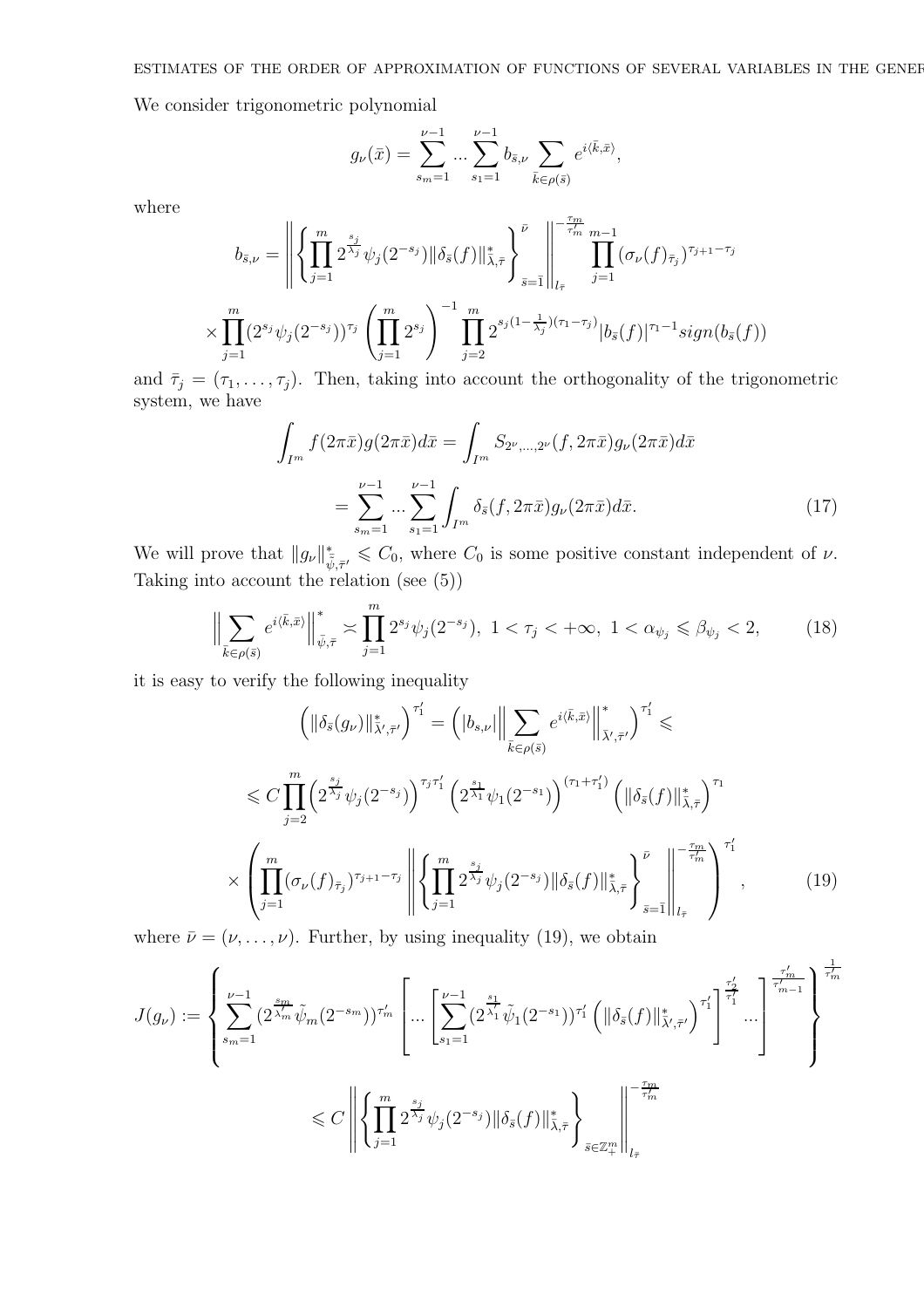We consider trigonometric polynomial

$$g_\nu(\bar{x}) = \sum_{s_m=1}^{\nu-1} ... \sum_{s_1=1}^{\nu-1} b_{\bar{s},\nu} \sum_{\bar{k}\in\rho(\bar{s})} e^{i\langle\bar{k},\bar{x}\rangle},$$

where

$$b_{\bar{s},\nu} = \left\| \left\{ \prod_{j=1}^{m} 2^{\frac{s_j}{\lambda_j}} \psi_j(2^{-s_j}) \|\delta_{\bar{s}}(f)\|^*_{\bar{\lambda},\bar{\tau}} \right\}_{\bar{s}=\bar{1}}^{\bar{\nu}} \right\|_{l_{\bar{\tau}}}^{-\frac{\tau_m}{\tau_m'}} \prod_{j=1}^{m-1} (\sigma_\nu(f)_{\bar{\tau}_j})^{\tau_{j+1}-\tau_j}$$

$$\times \prod_{j=1}^{m} (2^{s_j}\psi_j(2^{-s_j}))^{\tau_j} \left(\prod_{j=1}^{m} 2^{s_j}\right)^{-1} \prod_{j=2}^{m} 2^{s_j(1-\frac{1}{\lambda_j})(\tau_1-\tau_j)} |b_{\bar{s}}(f)|^{\tau_1-1} sign(b_{\bar{s}}(f))$$

and $\bar{\tau}_j = (\tau_1,\dots,\tau_j)$. Then, taking into account the orthogonality of the trigonometric system, we have

$$\int_{I^m} f(2\pi\bar{x})g(2\pi\bar{x})d\bar{x} = \int_{I^m} S_{2^\nu,\dots,2^\nu}(f,2\pi\bar{x})g_\nu(2\pi\bar{x})d\bar{x}$$

$$= \sum_{s_m=1}^{\nu-1} ... \sum_{s_1=1}^{\nu-1} \int_{I^m} \delta_{\bar{s}}(f,2\pi\bar{x})g_\nu(2\pi\bar{x})d\bar{x}. \tag{17}$$

We will prove that $\|g_\nu\|^*_{\tilde{\bar{\psi}},\bar{\tau}'} \leqslant C_0$, where $C_0$ is some positive constant independent of $\nu$. Taking into account the relation (see (5))

$$\Big\| \sum_{\bar{k}\in\rho(\bar{s})} e^{i\langle\bar{k},\bar{x}\rangle} \Big\|^*_{\bar{\psi},\bar{\tau}} \asymp \prod_{j=1}^{m} 2^{s_j}\psi_j(2^{-s_j}),\ 1<\tau_j<+\infty,\ 1<\alpha_{\psi_j}\leqslant\beta_{\psi_j}<2, \tag{18}$$

it is easy to verify the following inequality

$$\left(\|\delta_{\bar{s}}(g_\nu)\|^*_{\bar{\lambda}',\bar{\tau}'}\right)^{\tau_1'} = \left(|b_{s,\nu}| \Big\| \sum_{\bar{k}\in\rho(\bar{s})} e^{i\langle\bar{k},\bar{x}\rangle} \Big\|^*_{\bar{\lambda}',\bar{\tau}'}\right)^{\tau_1'} \leqslant$$

$$\leqslant C \prod_{j=2}^{m} \left(2^{\frac{s_j}{\lambda_j}}\psi_j(2^{-s_j})\right)^{\tau_j\tau_1'} \left(2^{\frac{s_1}{\lambda_1}}\psi_1(2^{-s_1})\right)^{(\tau_1+\tau_1')} \left(\|\delta_{\bar{s}}(f)\|^*_{\bar{\lambda},\bar{\tau}}\right)^{\tau_1}$$

$$\times \left( \prod_{j=1}^{m} (\sigma_\nu(f)_{\bar{\tau}_j})^{\tau_{j+1}-\tau_j} \left\| \left\{ \prod_{j=1}^{m} 2^{\frac{s_j}{\lambda_j}}\psi_j(2^{-s_j}) \|\delta_{\bar{s}}(f)\|^*_{\bar{\lambda},\bar{\tau}} \right\}_{\bar{s}=\bar{1}}^{\bar{\nu}} \right\|_{l_{\bar{\tau}}}^{-\frac{\tau_m}{\tau_m'}} \right)^{\tau_1'}, \tag{19}$$

where $\bar{\nu} = (\nu,\dots,\nu)$. Further, by using inequality (19), we obtain

$$J(g_\nu) := \left\{ \sum_{s_m=1}^{\nu-1} (2^{\frac{s_m}{\lambda_m'}}\tilde{\psi}_m(2^{-s_m}))^{\tau_m'} \left[ ... \left[ \sum_{s_1=1}^{\nu-1} (2^{\frac{s_1}{\lambda_1'}}\tilde{\psi}_1(2^{-s_1}))^{\tau_1'} \left(\|\delta_{\bar{s}}(f)\|^*_{\bar{\lambda}',\bar{\tau}'}\right)^{\tau_1'} \right]^{\frac{\tau_2'}{\tau_1'}} ... \right]^{\frac{\tau_m'}{\tau_{m-1}'}} \right\}^{\frac{1}{\tau_m'}}$$

$$\leqslant C \left\| \left\{ \prod_{j=1}^{m} 2^{\frac{s_j}{\lambda_j}}\psi_j(2^{-s_j}) \|\delta_{\bar{s}}(f)\|^*_{\bar{\lambda},\bar{\tau}} \right\}_{\bar{s}\in\mathbb{Z}_+^m} \right\|_{l_{\bar{\tau}}}^{-\frac{\tau_m}{\tau_m'}}$$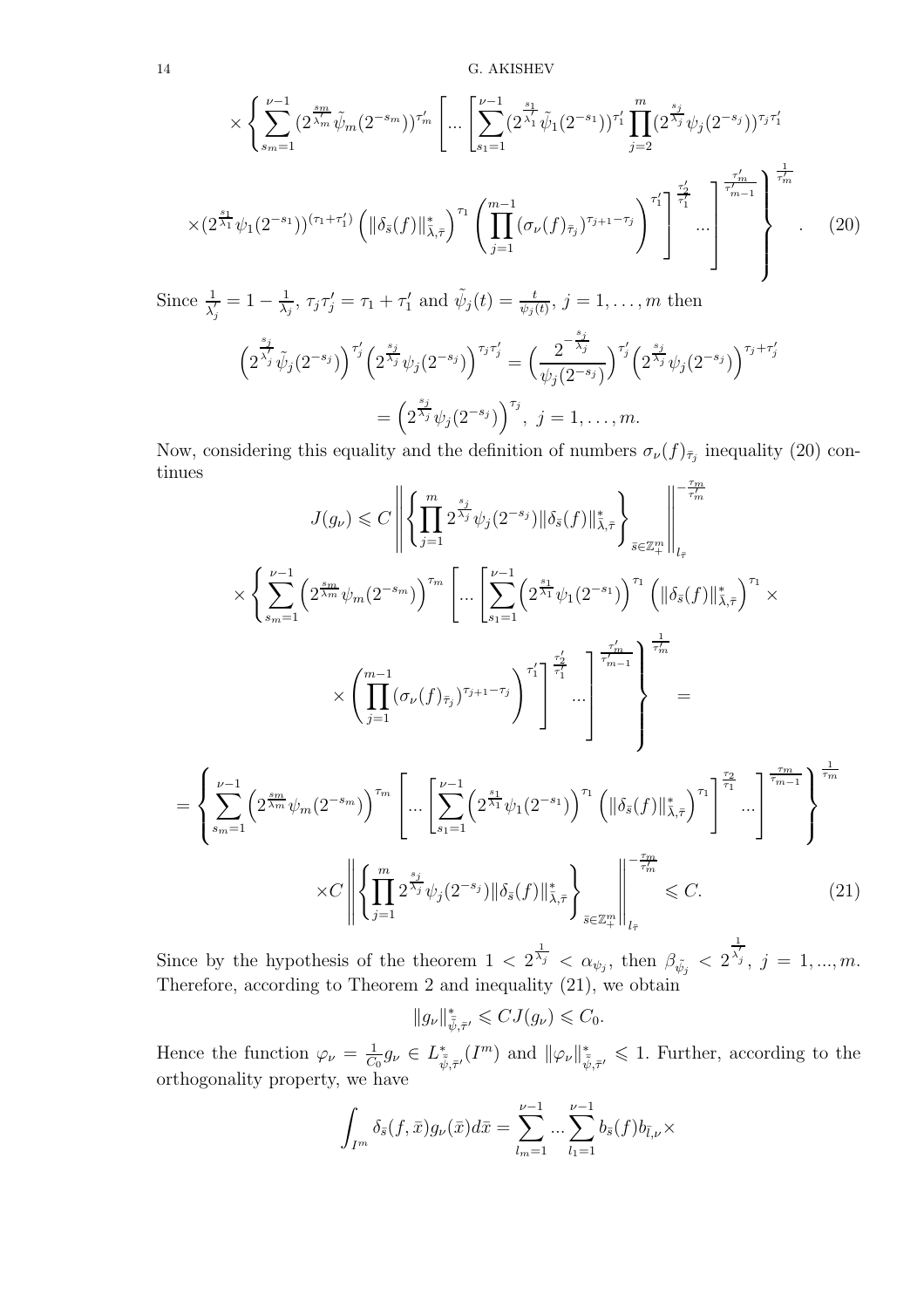$$\times\left\{\sum_{s_m=1}^{\nu-1}(2^{\frac{s_m}{\lambda_m'}}\tilde{\psi}_m(2^{-s_m}))^{\tau_m'}\left[...\left[\sum_{s_1=1}^{\nu-1}(2^{\frac{s_1}{\lambda_1'}}\tilde{\psi}_1(2^{-s_1}))^{\tau_1'}\prod_{j=2}^{m}(2^{\frac{s_j}{\lambda_j}}\psi_j(2^{-s_j}))^{\tau_j\tau_1'}\right.\right.\right.$$

$$\left.\left.\left.\times(2^{\frac{s_1}{\lambda_1}}\psi_1(2^{-s_1}))^{(\tau_1+\tau_1')}\left(\|\delta_{\bar{s}}(f)\|_{\bar{\lambda},\bar{\tau}}^{*}\right)^{\tau_1}\left(\prod_{j=1}^{m-1}(\sigma_\nu(f)_{\bar{\tau}_j})^{\tau_{j+1}-\tau_j}\right)^{\tau_1'}\right]^{\frac{\tau_2'}{\tau_1'}}...\right]^{\frac{\tau_m'}{\tau_{m-1}'}}\right\}^{\frac{1}{\tau_m'}}. \quad (20)$$

Since $\frac{1}{\lambda_j'}=1-\frac{1}{\lambda_j}$, $\tau_j\tau_j'=\tau_1+\tau_1'$ and $\tilde{\psi}_j(t)=\frac{t}{\psi_j(t)}$, $j=1,\ldots,m$ then

$$\left(2^{\frac{s_j}{\lambda_j'}}\tilde{\psi}_j(2^{-s_j})\right)^{\tau_j'}\left(2^{\frac{s_j}{\lambda_j}}\psi_j(2^{-s_j})\right)^{\tau_j\tau_j'}=\Big(\frac{2^{-\frac{s_j}{\lambda_j}}}{\psi_j(2^{-s_j})}\Big)^{\tau_j'}\Big(2^{\frac{s_j}{\lambda_j}}\psi_j(2^{-s_j})\Big)^{\tau_j+\tau_j'}$$

$$=\Big(2^{\frac{s_j}{\lambda_j}}\psi_j(2^{-s_j})\Big)^{\tau_j},\ j=1,\ldots,m.$$

Now, considering this equality and the definition of numbers $\sigma_\nu(f)_{\bar{\tau}_j}$ inequality (20) continues

$$J(g_\nu)\leqslant C\left\|\left\{\prod_{j=1}^{m}2^{\frac{s_j}{\lambda_j}}\psi_j(2^{-s_j})\|\delta_{\bar{s}}(f)\|_{\bar{\lambda},\bar{\tau}}^{*}\right\}_{\bar{s}\in\mathbb{Z}_+^m}\right\|_{l_{\bar{\tau}}}^{-\frac{\tau_m}{\tau_m'}}$$

$$\times\left\{\sum_{s_m=1}^{\nu-1}\Big(2^{\frac{s_m}{\lambda_m}}\psi_m(2^{-s_m})\Big)^{\tau_m}\left[...\left[\sum_{s_1=1}^{\nu-1}\Big(2^{\frac{s_1}{\lambda_1}}\psi_1(2^{-s_1})\Big)^{\tau_1}\left(\|\delta_{\bar{s}}(f)\|_{\bar{\lambda},\bar{\tau}}^{*}\right)^{\tau_1}\times\right.\right.\right.$$

$$\left.\left.\left.\times\left(\prod_{j=1}^{m-1}(\sigma_\nu(f)_{\bar{\tau}_j})^{\tau_{j+1}-\tau_j}\right)^{\tau_1'}\right]^{\frac{\tau_2'}{\tau_1'}}...\right]^{\frac{\tau_m'}{\tau_{m-1}'}}\right\}^{\frac{1}{\tau_m'}}=$$

$$=\left\{\sum_{s_m=1}^{\nu-1}\Big(2^{\frac{s_m}{\lambda_m}}\psi_m(2^{-s_m})\Big)^{\tau_m}\left[...\left[\sum_{s_1=1}^{\nu-1}\Big(2^{\frac{s_1}{\lambda_1}}\psi_1(2^{-s_1})\Big)^{\tau_1}\left(\|\delta_{\bar{s}}(f)\|_{\bar{\lambda},\bar{\tau}}^{*}\right)^{\tau_1}\right]^{\frac{\tau_2}{\tau_1}}...\right]^{\frac{\tau_m}{\tau_{m-1}}}\right\}^{\frac{1}{\tau_m}}$$

$$\times C\left\|\left\{\prod_{j=1}^{m}2^{\frac{s_j}{\lambda_j}}\psi_j(2^{-s_j})\|\delta_{\bar{s}}(f)\|_{\bar{\lambda},\bar{\tau}}^{*}\right\}_{\bar{s}\in\mathbb{Z}_+^m}\right\|_{l_{\bar{\tau}}}^{-\frac{\tau_m}{\tau_m'}}\leqslant C. \quad (21)$$

Since by the hypothesis of the theorem $1<2^{\frac{1}{\lambda_j}}<\alpha_{\psi_j}$, then $\beta_{\tilde{\psi}_j}<2^{\frac{1}{\lambda_j'}}$, $j=1,...,m$. Therefore, according to Theorem 2 and inequality (21), we obtain

$$\|g_\nu\|_{\bar{\tilde{\psi}},\bar{\tau}'}^{*}\leqslant CJ(g_\nu)\leqslant C_0.$$

Hence the function $\varphi_\nu=\frac{1}{C_0}g_\nu\in L_{\bar{\tilde{\psi}},\bar{\tau}'}^{*}(I^m)$ and $\|\varphi_\nu\|_{\bar{\tilde{\psi}},\bar{\tau}'}^{*}\leqslant 1$. Further, according to the orthogonality property, we have

$$\int_{I^m}\delta_{\bar{s}}(f,\bar{x})g_\nu(\bar{x})d\bar{x}=\sum_{l_m=1}^{\nu-1}...\sum_{l_1=1}^{\nu-1}b_{\bar{s}}(f)b_{\bar{l},\nu}\times$$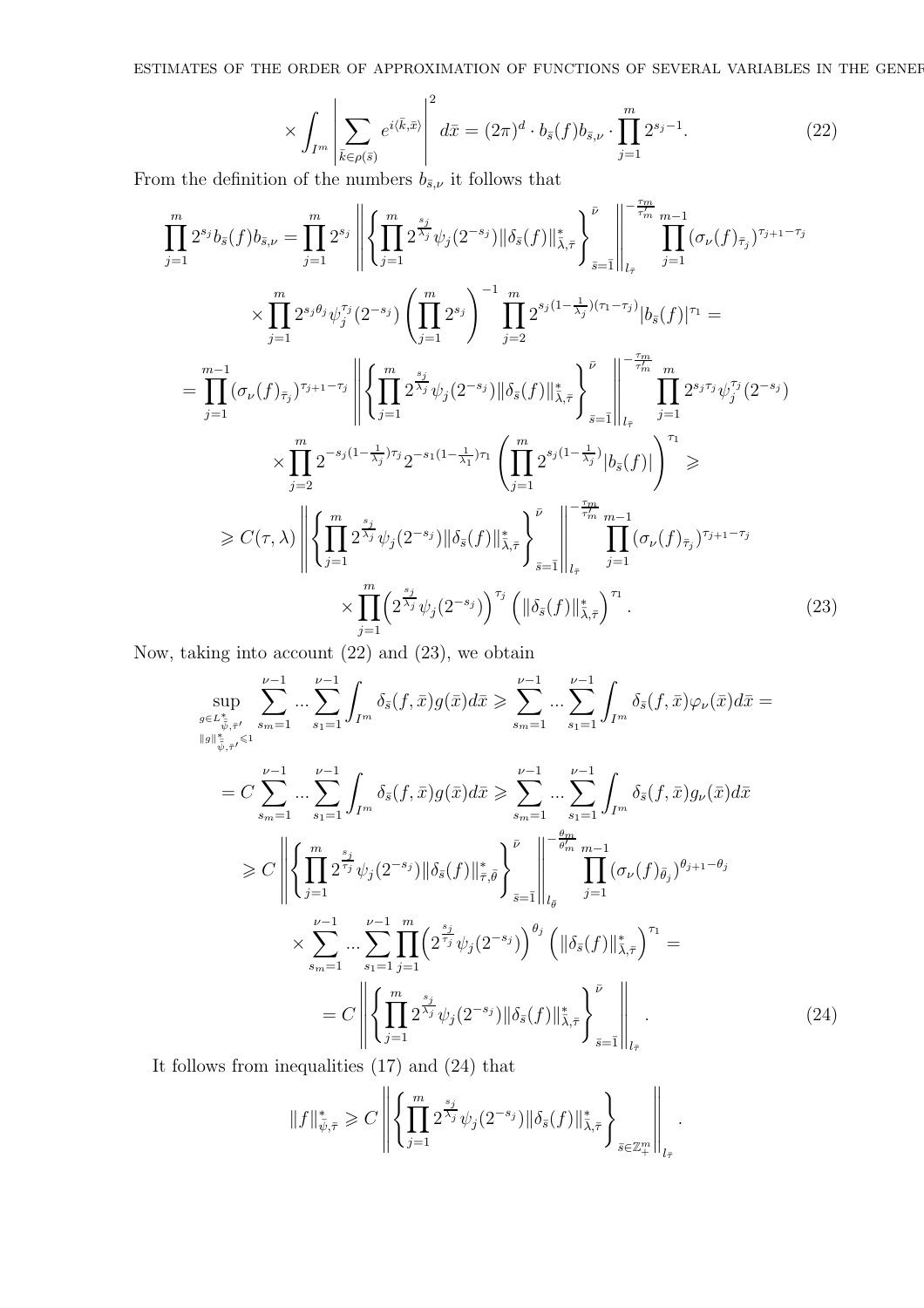$$\times \int_{I^m} \left| \sum_{\bar{k} \in \rho(\bar{s})} e^{i\langle \bar{k}, \bar{x}\rangle} \right|^2 d\bar{x} = (2\pi)^d \cdot b_{\bar{s}}(f) b_{\bar{s},\nu} \cdot \prod_{j=1}^{m} 2^{s_j - 1}. \tag{22}$$

From the definition of the numbers $b_{\bar{s},\nu}$ it follows that

$$\prod_{j=1}^{m} 2^{s_j} b_{\bar{s}}(f) b_{\bar{s},\nu} = \prod_{j=1}^{m} 2^{s_j} \left\| \left\{ \prod_{j=1}^{m} 2^{\frac{s_j}{\lambda_j}} \psi_j(2^{-s_j}) \|\delta_{\bar{s}}(f)\|^*_{\bar{\lambda},\bar{\tau}} \right\}_{\bar{s}=\bar{1}}^{\bar{\nu}} \right\|_{l_{\bar{\tau}}}^{-\frac{\tau_m}{\tau'_m}} \prod_{j=1}^{m-1} (\sigma_\nu(f)_{\bar{\tau}_j})^{\tau_{j+1}-\tau_j}$$

$$\times \prod_{j=1}^{m} 2^{s_j \theta_j} \psi_j^{\tau_j}(2^{-s_j}) \left( \prod_{j=1}^{m} 2^{s_j} \right)^{-1} \prod_{j=2}^{m} 2^{s_j(1-\frac{1}{\lambda_j})(\tau_1 - \tau_j)} |b_{\bar{s}}(f)|^{\tau_1} =$$

$$= \prod_{j=1}^{m-1} (\sigma_\nu(f)_{\bar{\tau}_j})^{\tau_{j+1}-\tau_j} \left\| \left\{ \prod_{j=1}^{m} 2^{\frac{s_j}{\lambda_j}} \psi_j(2^{-s_j}) \|\delta_{\bar{s}}(f)\|^*_{\bar{\lambda},\bar{\tau}} \right\}_{\bar{s}=\bar{1}}^{\bar{\nu}} \right\|_{l_{\bar{\tau}}}^{-\frac{\tau_m}{\tau'_m}} \prod_{j=1}^{m} 2^{s_j \tau_j} \psi_j^{\tau_j}(2^{-s_j})$$

$$\times \prod_{j=2}^{m} 2^{-s_j(1-\frac{1}{\lambda_j})\tau_j} 2^{-s_1(1-\frac{1}{\lambda_1})\tau_1} \left( \prod_{j=1}^{m} 2^{s_j(1-\frac{1}{\lambda_j})} |b_{\bar{s}}(f)| \right)^{\tau_1} \geqslant$$

$$\geqslant C(\tau, \lambda) \left\| \left\{ \prod_{j=1}^{m} 2^{\frac{s_j}{\lambda_j}} \psi_j(2^{-s_j}) \|\delta_{\bar{s}}(f)\|^*_{\bar{\lambda},\bar{\tau}} \right\}_{\bar{s}=\bar{1}}^{\bar{\nu}} \right\|_{l_{\bar{\tau}}}^{-\frac{\tau_m}{\tau'_m}} \prod_{j=1}^{m-1} (\sigma_\nu(f)_{\bar{\tau}_j})^{\tau_{j+1}-\tau_j}$$

$$\times \prod_{j=1}^{m} \Big( 2^{\frac{s_j}{\lambda_j}} \psi_j(2^{-s_j}) \Big)^{\tau_j} \left( \|\delta_{\bar{s}}(f)\|^*_{\bar{\lambda},\bar{\tau}} \right)^{\tau_1}. \tag{23}$$

Now, taking into account (22) and (23), we obtain

$$\sup_{\substack{g \in L^*_{\bar{\psi},\bar{\tau}'} \\ \|g\|^*_{\bar{\psi},\bar{\tau}'} \leqslant 1}} \sum_{s_m=1}^{\nu-1} \dots \sum_{s_1=1}^{\nu-1} \int_{I^m} \delta_{\bar{s}}(f, \bar{x}) g(\bar{x}) d\bar{x} \geqslant \sum_{s_m=1}^{\nu-1} \dots \sum_{s_1=1}^{\nu-1} \int_{I^m} \delta_{\bar{s}}(f, \bar{x}) \varphi_\nu(\bar{x}) d\bar{x} =$$

$$= C \sum_{s_m=1}^{\nu-1} \dots \sum_{s_1=1}^{\nu-1} \int_{I^m} \delta_{\bar{s}}(f, \bar{x}) g(\bar{x}) d\bar{x} \geqslant \sum_{s_m=1}^{\nu-1} \dots \sum_{s_1=1}^{\nu-1} \int_{I^m} \delta_{\bar{s}}(f, \bar{x}) g_\nu(\bar{x}) d\bar{x}$$

$$\geqslant C \left\| \left\{ \prod_{j=1}^{m} 2^{\frac{s_j}{\tau_j}} \psi_j(2^{-s_j}) \|\delta_{\bar{s}}(f)\|^*_{\bar{\tau},\bar{\theta}} \right\}_{\bar{s}=\bar{1}}^{\bar{\nu}} \right\|_{l_{\bar{\theta}}}^{-\frac{\theta_m}{\theta'_m}} \prod_{j=1}^{m-1} (\sigma_\nu(f)_{\bar{\theta}_j})^{\theta_{j+1}-\theta_j}$$

$$\times \sum_{s_m=1}^{\nu-1} \dots \sum_{s_1=1}^{\nu-1} \prod_{j=1}^{m} \Big( 2^{\frac{s_j}{\tau_j}} \psi_j(2^{-s_j}) \Big)^{\theta_j} \left( \|\delta_{\bar{s}}(f)\|^*_{\bar{\lambda},\bar{\tau}} \right)^{\tau_1} =$$

$$= C \left\| \left\{ \prod_{j=1}^{m} 2^{\frac{s_j}{\lambda_j}} \psi_j(2^{-s_j}) \|\delta_{\bar{s}}(f)\|^*_{\bar{\lambda},\bar{\tau}} \right\}_{\bar{s}=\bar{1}}^{\bar{\nu}} \right\|_{l_{\bar{\tau}}}. \tag{24}$$

It follows from inequalities (17) and (24) that

$$\|f\|^*_{\bar{\psi},\bar{\tau}} \geqslant C \left\| \left\{ \prod_{j=1}^{m} 2^{\frac{s_j}{\lambda_j}} \psi_j(2^{-s_j}) \|\delta_{\bar{s}}(f)\|^*_{\bar{\lambda},\bar{\tau}} \right\}_{\bar{s} \in \mathbb{Z}^m_+} \right\|_{l_{\bar{\tau}}}.$$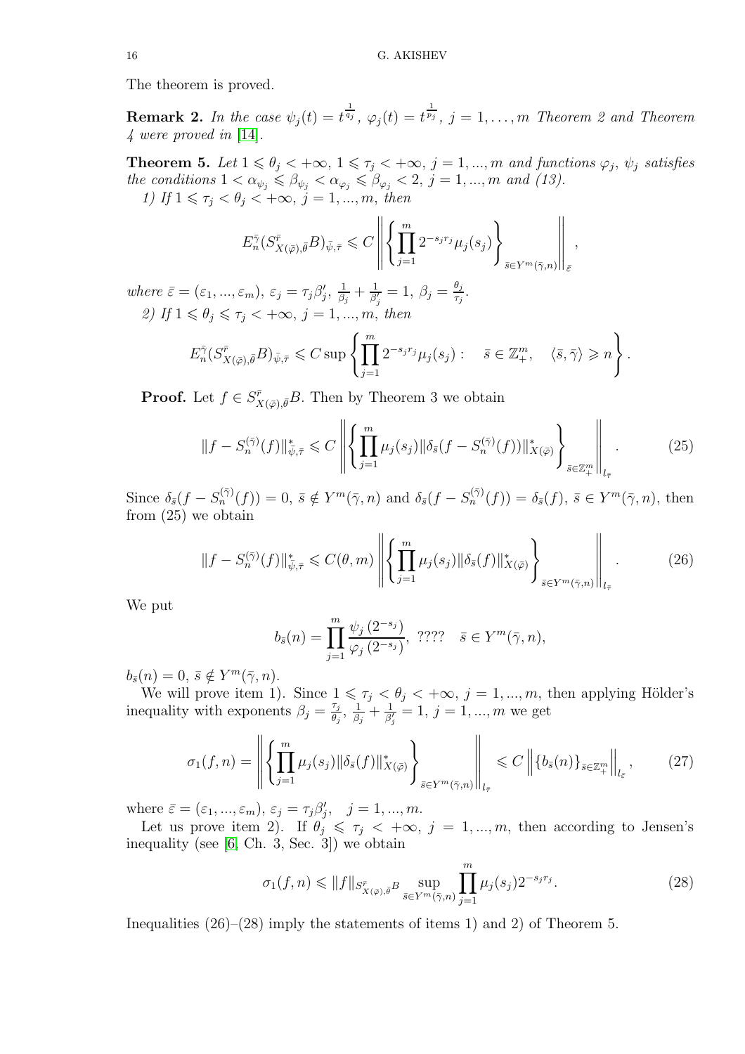The theorem is proved.

**Remark 2.** *In the case $\psi_j(t) = t^{\frac{1}{q_j}}$, $\varphi_j(t) = t^{\frac{1}{p_j}}$, $j = 1, \ldots, m$ Theorem 2 and Theorem 4 were proved in* [14].

**Theorem 5.** *Let $1 \leqslant \theta_j < +\infty$, $1 \leqslant \tau_j < +\infty$, $j = 1, ..., m$ and functions $\varphi_j$, $\psi_j$ satisfies the conditions $1 < \alpha_{\psi_j} \leqslant \beta_{\psi_j} < \alpha_{\varphi_j} \leqslant \beta_{\varphi_j} < 2$, $j = 1, ..., m$ and (13).*

*1) If $1 \leqslant \tau_j < \theta_j < +\infty$, $j = 1, ..., m$, then*

$$E_n^{\bar{\gamma}}(S^{\bar{r}}_{X(\bar{\varphi}),\bar{\theta}}B)_{\bar{\psi},\bar{\tau}} \leqslant C \left\| \left\{ \prod_{j=1}^{m} 2^{-s_j r_j} \mu_j(s_j) \right\}_{\bar{s} \in Y^m(\bar{\gamma}, n)} \right\|_{\bar{\varepsilon}},$$

*where $\bar{\varepsilon} = (\varepsilon_1, ..., \varepsilon_m)$, $\varepsilon_j = \tau_j \beta_j'$, $\frac{1}{\beta_j} + \frac{1}{\beta_j'} = 1$, $\beta_j = \frac{\theta_j}{\tau_j}$.*

*2) If $1 \leqslant \theta_j \leqslant \tau_j < +\infty$, $j = 1, ..., m$, then*

$$E_n^{\bar{\gamma}}(S^{\bar{r}}_{X(\bar{\varphi}),\bar{\theta}}B)_{\bar{\psi},\bar{\tau}} \leqslant C \sup \left\{ \prod_{j=1}^{m} 2^{-s_j r_j} \mu_j(s_j) : \quad \bar{s} \in \mathbb{Z}^m_+, \quad \langle \bar{s}, \bar{\gamma} \rangle \geqslant n \right\}.$$

**Proof.** Let $f \in S^{\bar{r}}_{X(\bar{\varphi}),\bar{\theta}}B$. Then by Theorem 3 we obtain

$$\|f - S_n^{(\bar{\gamma})}(f)\|^*_{\bar{\psi},\bar{\tau}} \leqslant C \left\| \left\{ \prod_{j=1}^{m} \mu_j(s_j) \|\delta_{\bar{s}}(f - S_n^{(\bar{\gamma})}(f))\|^*_{X(\bar{\varphi})} \right\}_{\bar{s} \in \mathbb{Z}^m_+} \right\|_{l_{\bar{\tau}}}. \tag{25}$$

Since $\delta_{\bar{s}}(f - S_n^{(\bar{\gamma})}(f)) = 0$, $\bar{s} \notin Y^m(\bar{\gamma}, n)$ and $\delta_{\bar{s}}(f - S_n^{(\bar{\gamma})}(f)) = \delta_{\bar{s}}(f)$, $\bar{s} \in Y^m(\bar{\gamma}, n)$, then from (25) we obtain

$$\|f - S_n^{(\bar{\gamma})}(f)\|^*_{\bar{\psi},\bar{\tau}} \leqslant C(\theta, m) \left\| \left\{ \prod_{j=1}^{m} \mu_j(s_j) \|\delta_{\bar{s}}(f)\|^*_{X(\bar{\varphi})} \right\}_{\bar{s} \in Y^m(\bar{\gamma}, n)} \right\|_{l_{\bar{\tau}}}. \tag{26}$$

We put

$$b_{\bar{s}}(n) = \prod_{j=1}^{m} \frac{\psi_j\left(2^{-s_j}\right)}{\varphi_j\left(2^{-s_j}\right)}, \;\; ???? \quad \bar{s} \in Y^m(\bar{\gamma}, n),$$

$b_{\bar{s}}(n) = 0$, $\bar{s} \notin Y^m(\bar{\gamma}, n)$.

We will prove item 1). Since $1 \leqslant \tau_j < \theta_j < +\infty$, $j = 1, ..., m$, then applying Hölder's inequality with exponents $\beta_j = \frac{\tau_j}{\theta_j}$, $\frac{1}{\beta_j} + \frac{1}{\beta_j'} = 1$, $j = 1, ..., m$ we get

$$\sigma_1(f, n) = \left\| \left\{ \prod_{j=1}^{m} \mu_j(s_j) \|\delta_{\bar{s}}(f)\|^*_{X(\bar{\varphi})} \right\}_{\bar{s} \in Y^m(\bar{\gamma}, n)} \right\|_{l_{\bar{\tau}}} \leqslant C \left\| \{b_{\bar{s}}(n)\}_{\bar{s} \in \mathbb{Z}^m_+} \right\|_{l_{\bar{\varepsilon}}}, \tag{27}$$

where $\bar{\varepsilon} = (\varepsilon_1, ..., \varepsilon_m)$, $\varepsilon_j = \tau_j \beta_j'$, $\quad j = 1, ..., m$.

Let us prove item 2). If $\theta_j \leqslant \tau_j < +\infty$, $j = 1, ..., m$, then according to Jensen's inequality (see [6, Ch. 3, Sec. 3]) we obtain

$$\sigma_1(f, n) \leqslant \|f\|_{S^{\bar{r}}_{X(\bar{\varphi}),\bar{\theta}}B} \sup_{\bar{s} \in Y^m(\bar{\gamma}, n)} \prod_{j=1}^{m} \mu_j(s_j) 2^{-s_j r_j}. \tag{28}$$

Inequalities (26)–(28) imply the statements of items 1) and 2) of Theorem 5.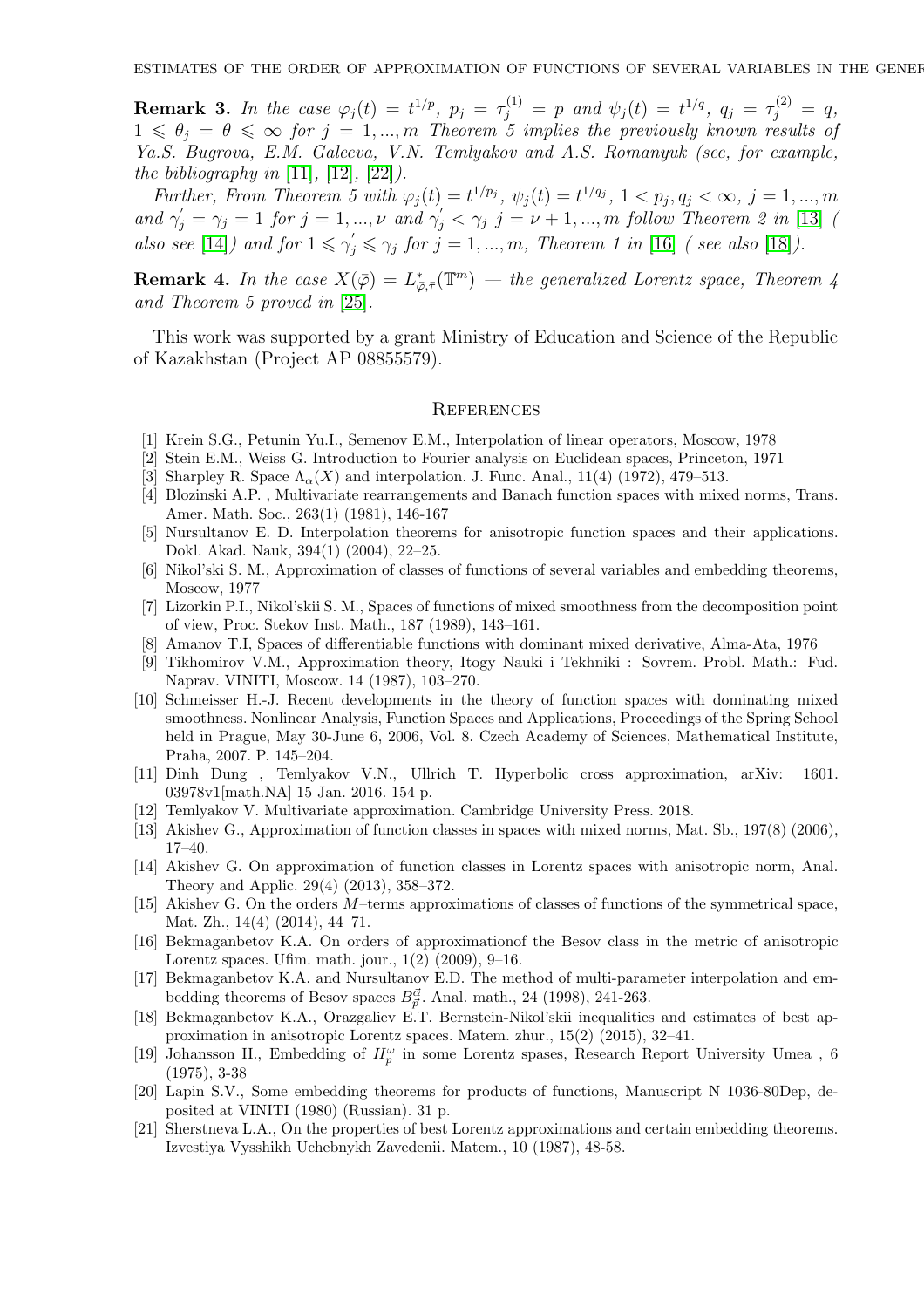**Remark 3.** *In the case $\varphi_j(t) = t^{1/p}$, $p_j = \tau_j^{(1)} = p$ and $\psi_j(t) = t^{1/q}$, $q_j = \tau_j^{(2)} = q$, $1 \leqslant \theta_j = \theta \leqslant \infty$ for $j = 1, ..., m$ Theorem 5 implies the previously known results of Ya.S. Bugrova, E.M. Galeeva, V.N. Temlyakov and A.S. Romanyuk (see, for example, the bibliography in [11], [12], [22]).*

*Further, From Theorem 5 with $\varphi_j(t) = t^{1/p_j}$, $\psi_j(t) = t^{1/q_j}$, $1 < p_j, q_j < \infty$, $j = 1, ..., m$ and $\gamma_j^{'} = \gamma_j = 1$ for $j = 1, ..., \nu$ and $\gamma_j^{'} < \gamma_j$ $j = \nu + 1, ..., m$ follow Theorem 2 in [13] ( also see [14]) and for $1 \leqslant \gamma_j^{'} \leqslant \gamma_j$ for $j = 1, ..., m$, Theorem 1 in [16] ( see also [18]).*

**Remark 4.** *In the case $X(\bar{\varphi}) = L^{*}_{\bar{\varphi},\bar{\tau}}(\mathbb{T}^m)$ — the generalized Lorentz space, Theorem 4 and Theorem 5 proved in [25].*

This work was supported by a grant Ministry of Education and Science of the Republic of Kazakhstan (Project AP 08855579).

## References

[1] Krein S.G., Petunin Yu.I., Semenov E.M., Interpolation of linear operators, Moscow, 1978

[2] Stein E.M., Weiss G. Introduction to Fourier analysis on Euclidean spaces, Princeton, 1971

[3] Sharpley R. Space $\Lambda_\alpha(X)$ and interpolation. J. Func. Anal., 11(4) (1972), 479–513.

[4] Blozinski A.P. , Multivariate rearrangements and Banach function spaces with mixed norms, Trans. Amer. Math. Soc., 263(1) (1981), 146-167

[5] Nursultanov E. D. Interpolation theorems for anisotropic function spaces and their applications. Dokl. Akad. Nauk, 394(1) (2004), 22–25.

[6] Nikol'ski S. M., Approximation of classes of functions of several variables and embedding theorems, Moscow, 1977

[7] Lizorkin P.I., Nikol'skii S. M., Spaces of functions of mixed smoothness from the decomposition point of view, Proc. Stekov Inst. Math., 187 (1989), 143–161.

[8] Amanov T.I, Spaces of differentiable functions with dominant mixed derivative, Alma-Ata, 1976

[9] Tikhomirov V.M., Approximation theory, Itogy Nauki i Tekhniki : Sovrem. Probl. Math.: Fud. Naprav. VINITI, Moscow. 14 (1987), 103–270.

[10] Schmeisser H.-J. Recent developments in the theory of function spaces with dominating mixed smoothness. Nonlinear Analysis, Function Spaces and Applications, Proceedings of the Spring School held in Prague, May 30-June 6, 2006, Vol. 8. Czech Academy of Sciences, Mathematical Institute, Praha, 2007. P. 145–204.

[11] Dinh Dung , Temlyakov V.N., Ullrich T. Hyperbolic cross approximation, arXiv: 1601. 03978v1[math.NA] 15 Jan. 2016. 154 p.

[12] Temlyakov V. Multivariate approximation. Cambridge University Press. 2018.

[13] Akishev G., Approximation of function classes in spaces with mixed norms, Mat. Sb., 197(8) (2006), 17–40.

[14] Akishev G. On approximation of function classes in Lorentz spaces with anisotropic norm, Anal. Theory and Applic. 29(4) (2013), 358–372.

[15] Akishev G. On the orders $M$–terms approximations of classes of functions of the symmetrical space, Mat. Zh., 14(4) (2014), 44–71.

[16] Bekmaganbetov K.A. On orders of approximationof the Besov class in the metric of anisotropic Lorentz spaces. Ufim. math. jour., 1(2) (2009), 9–16.

[17] Bekmaganbetov K.A. and Nursultanov E.D. The method of multi-parameter interpolation and embedding theorems of Besov spaces $B_{\bar{p}}^{\bar{\alpha}}$. Anal. math., 24 (1998), 241-263.

[18] Bekmaganbetov K.A., Orazgaliev E.T. Bernstein-Nikol'skii inequalities and estimates of best approximation in anisotropic Lorentz spaces. Matem. zhur., 15(2) (2015), 32–41.

[19] Johansson H., Embedding of $H_p^\omega$ in some Lorentz spases, Research Report University Umea , 6 (1975), 3-38

[20] Lapin S.V., Some embedding theorems for products of functions, Manuscript N 1036-80Dep, deposited at VINITI (1980) (Russian). 31 p.

[21] Sherstneva L.A., On the properties of best Lorentz approximations and certain embedding theorems. Izvestiya Vysshikh Uchebnykh Zavedenii. Matem., 10 (1987), 48-58.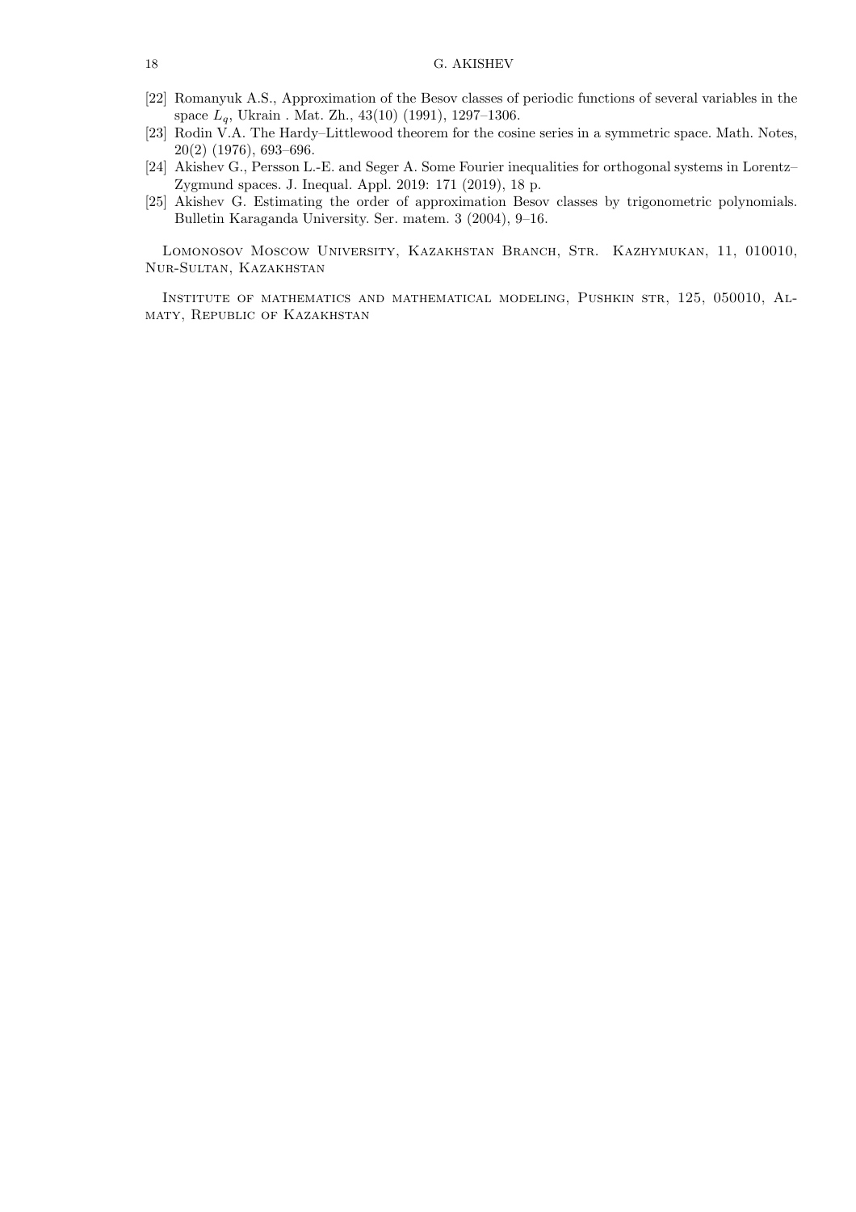[22] Romanyuk A.S., Approximation of the Besov classes of periodic functions of several variables in the space $L_q$, Ukrain . Mat. Zh., 43(10) (1991), 1297–1306.

[23] Rodin V.A. The Hardy–Littlewood theorem for the cosine series in a symmetric space. Math. Notes, 20(2) (1976), 693–696.

[24] Akishev G., Persson L.-E. and Seger A. Some Fourier inequalities for orthogonal systems in Lorentz–Zygmund spaces. J. Inequal. Appl. 2019: 171 (2019), 18 p.

[25] Akishev G. Estimating the order of approximation Besov classes by trigonometric polynomials. Bulletin Karaganda University. Ser. matem. 3 (2004), 9–16.

Lomonosov Moscow University, Kazakhstan Branch, Str. Kazhymukan, 11, 010010, Nur-Sultan, Kazakhstan

Institute of mathematics and mathematical modeling, Pushkin str, 125, 050010, Almaty, Republic of Kazakhstan